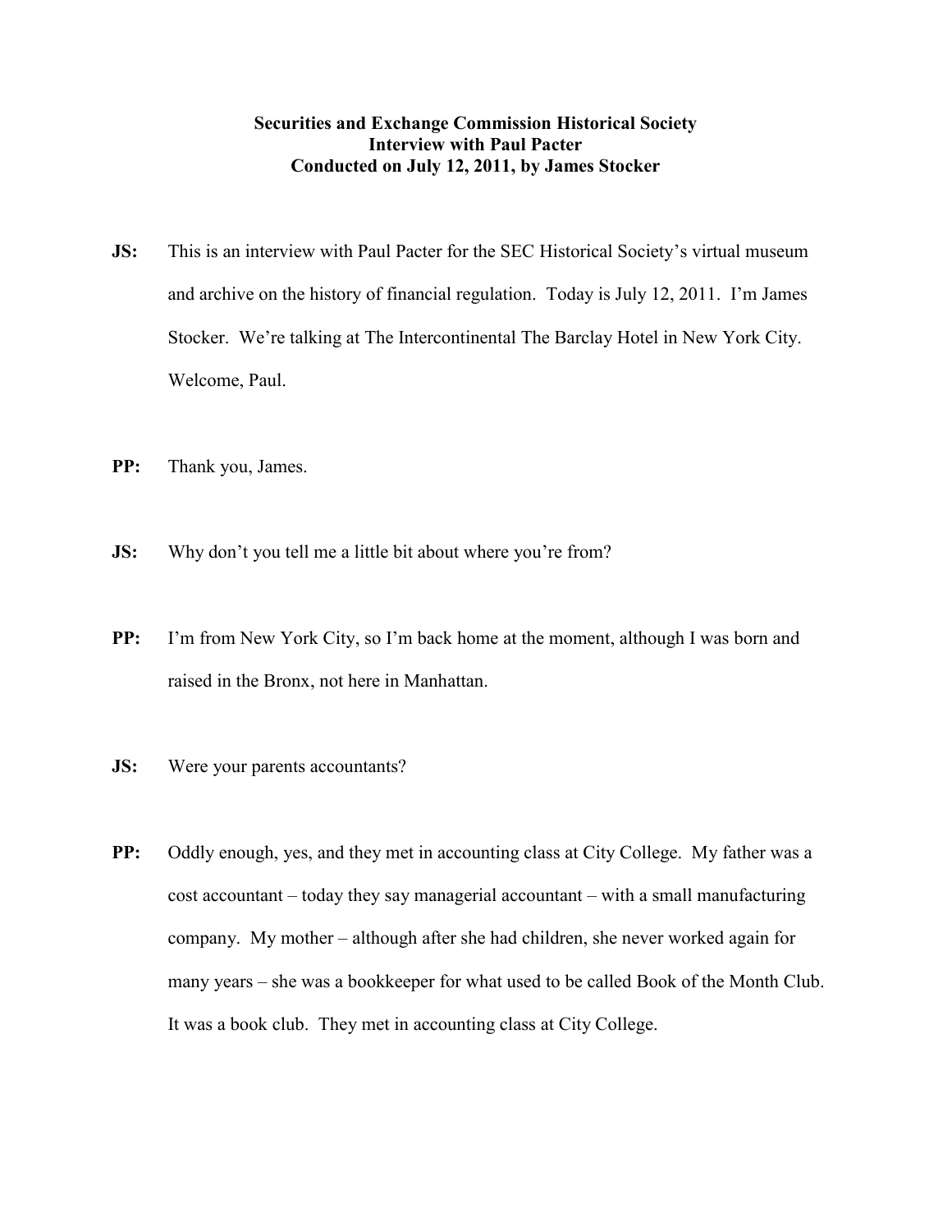**Securities and Exchange Commission Historical Society**
**Interview with Paul Pacter**
**Conducted on July 12, 2011, by James Stocker**

**JS:** This is an interview with Paul Pacter for the SEC Historical Society's virtual museum and archive on the history of financial regulation. Today is July 12, 2011. I'm James Stocker. We're talking at The Intercontinental The Barclay Hotel in New York City. Welcome, Paul.

**PP:** Thank you, James.

**JS:** Why don't you tell me a little bit about where you're from?

**PP:** I'm from New York City, so I'm back home at the moment, although I was born and raised in the Bronx, not here in Manhattan.

**JS:** Were your parents accountants?

**PP:** Oddly enough, yes, and they met in accounting class at City College. My father was a cost accountant – today they say managerial accountant – with a small manufacturing company. My mother – although after she had children, she never worked again for many years – she was a bookkeeper for what used to be called Book of the Month Club. It was a book club. They met in accounting class at City College.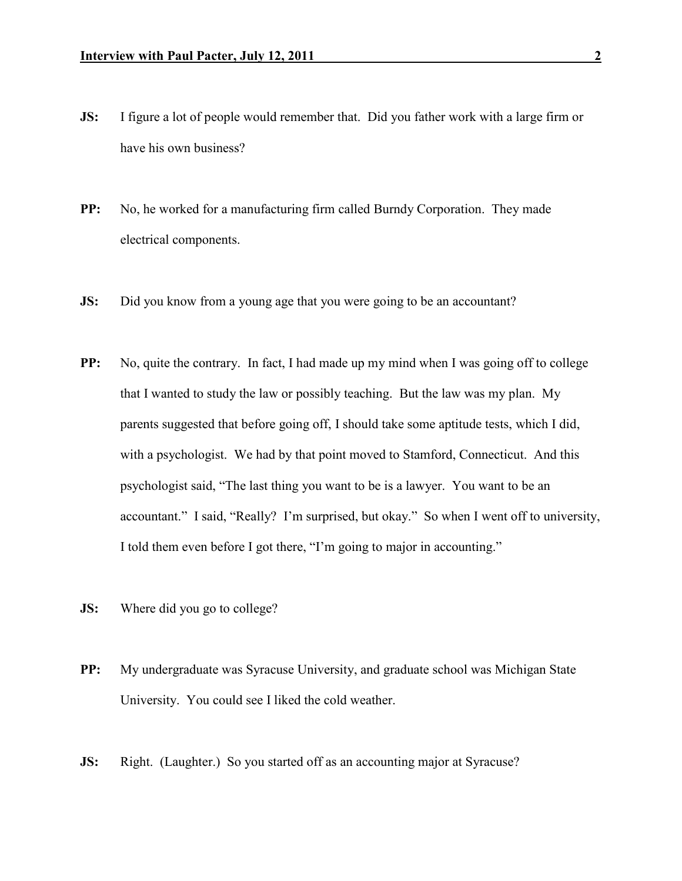**JS:** I figure a lot of people would remember that. Did you father work with a large firm or have his own business?

**PP:** No, he worked for a manufacturing firm called Burndy Corporation. They made electrical components.

**JS:** Did you know from a young age that you were going to be an accountant?

**PP:** No, quite the contrary. In fact, I had made up my mind when I was going off to college that I wanted to study the law or possibly teaching. But the law was my plan. My parents suggested that before going off, I should take some aptitude tests, which I did, with a psychologist. We had by that point moved to Stamford, Connecticut. And this psychologist said, "The last thing you want to be is a lawyer. You want to be an accountant." I said, "Really? I'm surprised, but okay." So when I went off to university, I told them even before I got there, "I'm going to major in accounting."

**JS:** Where did you go to college?

**PP:** My undergraduate was Syracuse University, and graduate school was Michigan State University. You could see I liked the cold weather.

**JS:** Right. (Laughter.) So you started off as an accounting major at Syracuse?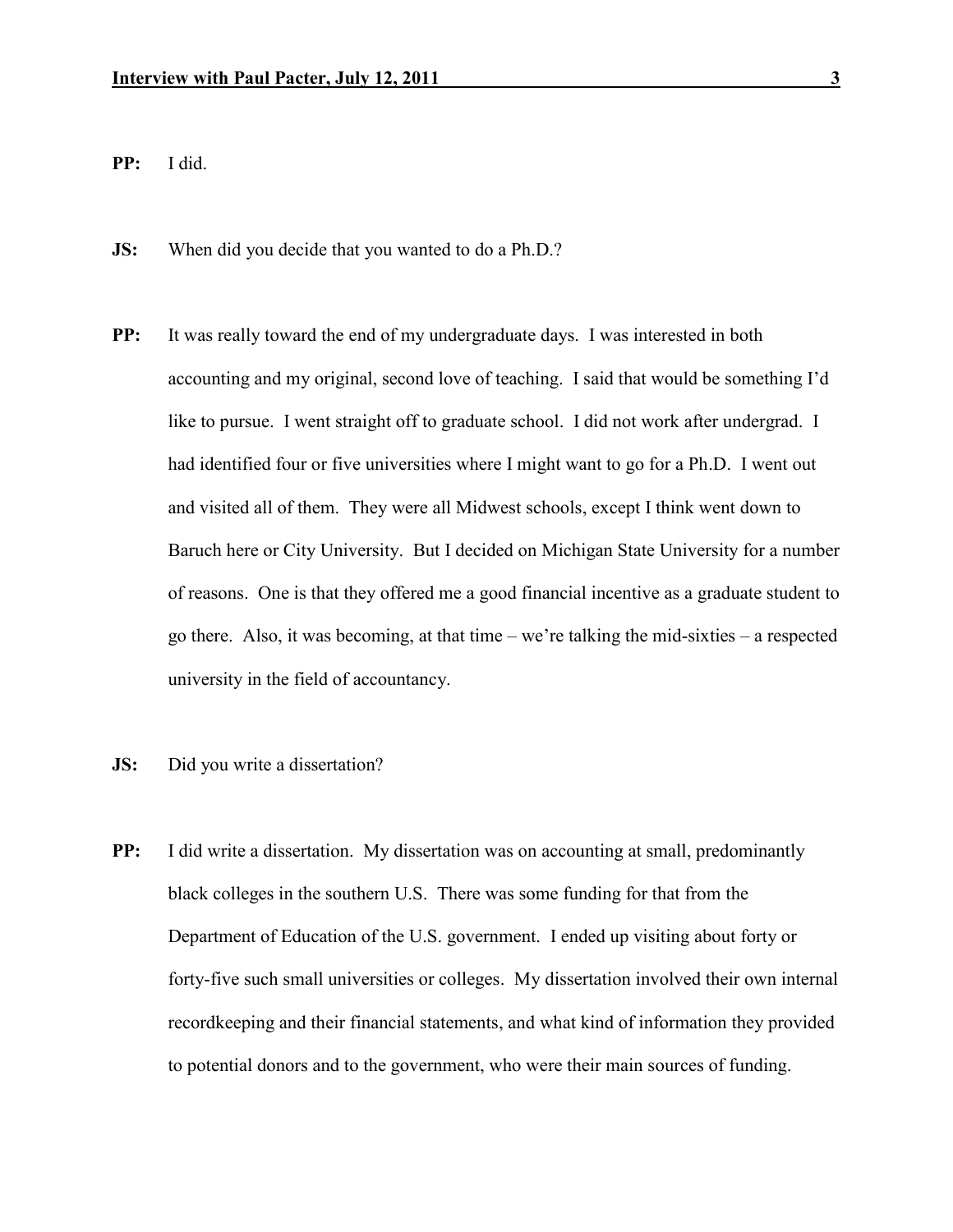**PP:** I did.

**JS:** When did you decide that you wanted to do a Ph.D.?

**PP:** It was really toward the end of my undergraduate days. I was interested in both accounting and my original, second love of teaching. I said that would be something I'd like to pursue. I went straight off to graduate school. I did not work after undergrad. I had identified four or five universities where I might want to go for a Ph.D. I went out and visited all of them. They were all Midwest schools, except I think went down to Baruch here or City University. But I decided on Michigan State University for a number of reasons. One is that they offered me a good financial incentive as a graduate student to go there. Also, it was becoming, at that time – we're talking the mid-sixties – a respected university in the field of accountancy.

**JS:** Did you write a dissertation?

**PP:** I did write a dissertation. My dissertation was on accounting at small, predominantly black colleges in the southern U.S. There was some funding for that from the Department of Education of the U.S. government. I ended up visiting about forty or forty-five such small universities or colleges. My dissertation involved their own internal recordkeeping and their financial statements, and what kind of information they provided to potential donors and to the government, who were their main sources of funding.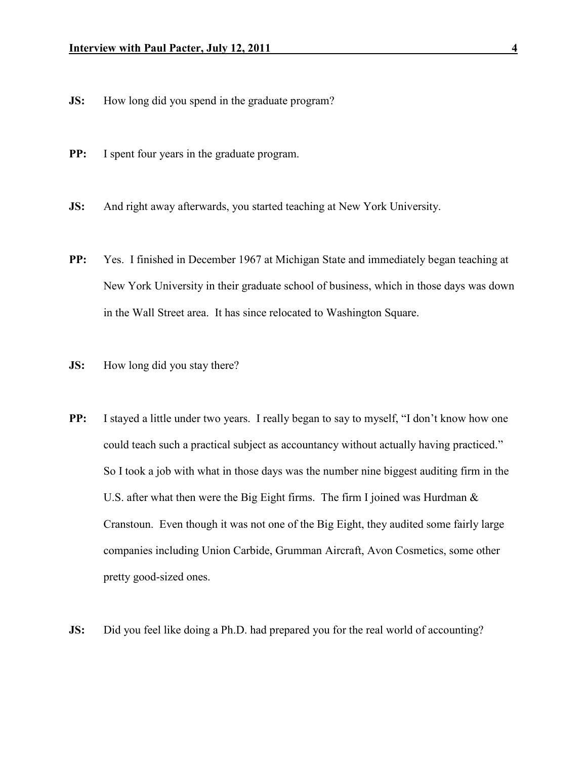**JS:** How long did you spend in the graduate program?

**PP:** I spent four years in the graduate program.

**JS:** And right away afterwards, you started teaching at New York University.

**PP:** Yes. I finished in December 1967 at Michigan State and immediately began teaching at New York University in their graduate school of business, which in those days was down in the Wall Street area. It has since relocated to Washington Square.

**JS:** How long did you stay there?

**PP:** I stayed a little under two years. I really began to say to myself, "I don't know how one could teach such a practical subject as accountancy without actually having practiced." So I took a job with what in those days was the number nine biggest auditing firm in the U.S. after what then were the Big Eight firms. The firm I joined was Hurdman & Cranstoun. Even though it was not one of the Big Eight, they audited some fairly large companies including Union Carbide, Grumman Aircraft, Avon Cosmetics, some other pretty good-sized ones.

**JS:** Did you feel like doing a Ph.D. had prepared you for the real world of accounting?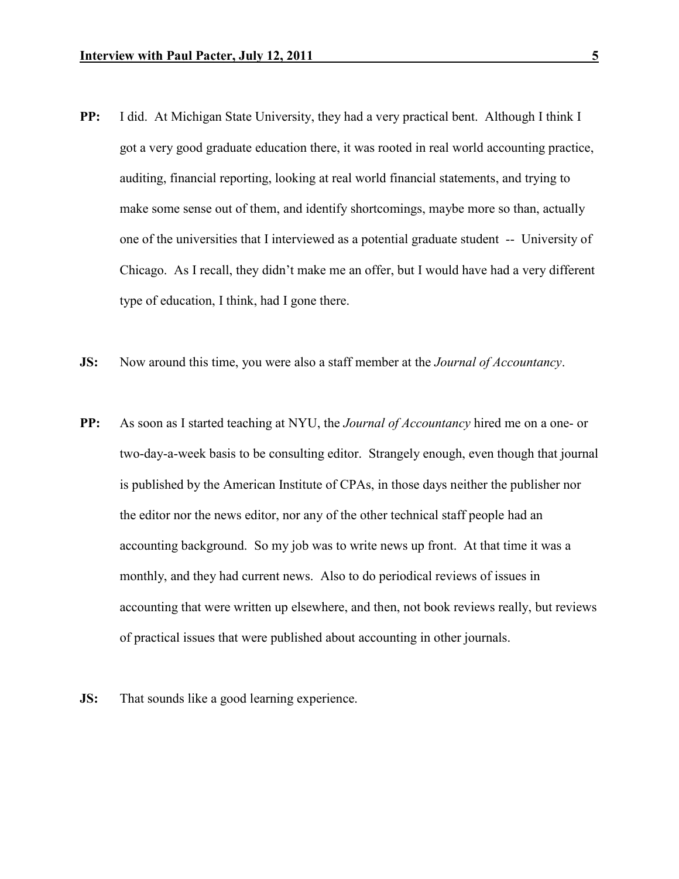**PP:** I did. At Michigan State University, they had a very practical bent. Although I think I got a very good graduate education there, it was rooted in real world accounting practice, auditing, financial reporting, looking at real world financial statements, and trying to make some sense out of them, and identify shortcomings, maybe more so than, actually one of the universities that I interviewed as a potential graduate student -- University of Chicago. As I recall, they didn't make me an offer, but I would have had a very different type of education, I think, had I gone there.

**JS:** Now around this time, you were also a staff member at the *Journal of Accountancy*.

**PP:** As soon as I started teaching at NYU, the *Journal of Accountancy* hired me on a one- or two-day-a-week basis to be consulting editor. Strangely enough, even though that journal is published by the American Institute of CPAs, in those days neither the publisher nor the editor nor the news editor, nor any of the other technical staff people had an accounting background. So my job was to write news up front. At that time it was a monthly, and they had current news. Also to do periodical reviews of issues in accounting that were written up elsewhere, and then, not book reviews really, but reviews of practical issues that were published about accounting in other journals.

**JS:** That sounds like a good learning experience.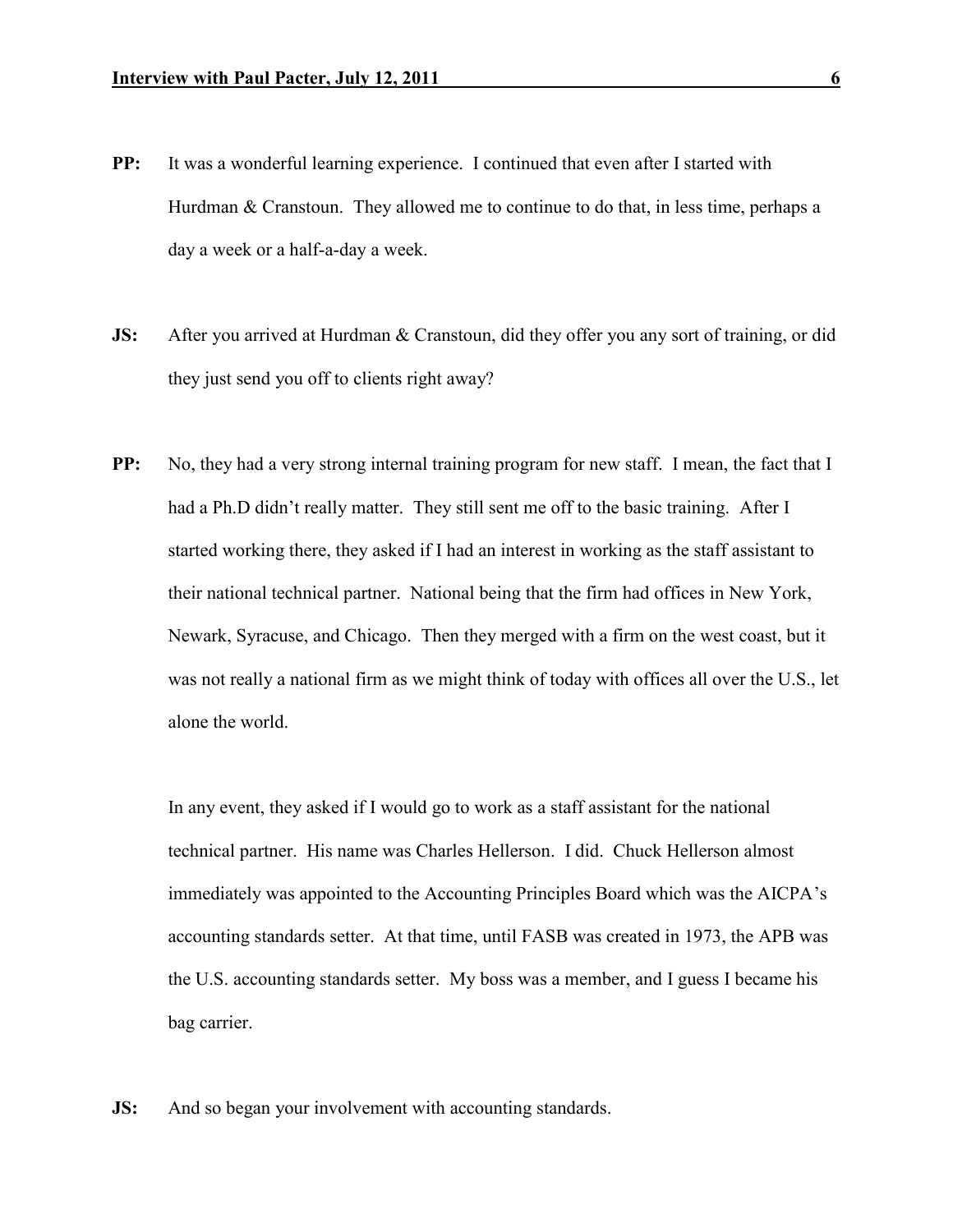**PP:** It was a wonderful learning experience. I continued that even after I started with Hurdman & Cranstoun. They allowed me to continue to do that, in less time, perhaps a day a week or a half-a-day a week.

**JS:** After you arrived at Hurdman & Cranstoun, did they offer you any sort of training, or did they just send you off to clients right away?

**PP:** No, they had a very strong internal training program for new staff. I mean, the fact that I had a Ph.D didn't really matter. They still sent me off to the basic training. After I started working there, they asked if I had an interest in working as the staff assistant to their national technical partner. National being that the firm had offices in New York, Newark, Syracuse, and Chicago. Then they merged with a firm on the west coast, but it was not really a national firm as we might think of today with offices all over the U.S., let alone the world.

In any event, they asked if I would go to work as a staff assistant for the national technical partner. His name was Charles Hellerson. I did. Chuck Hellerson almost immediately was appointed to the Accounting Principles Board which was the AICPA's accounting standards setter. At that time, until FASB was created in 1973, the APB was the U.S. accounting standards setter. My boss was a member, and I guess I became his bag carrier.

**JS:** And so began your involvement with accounting standards.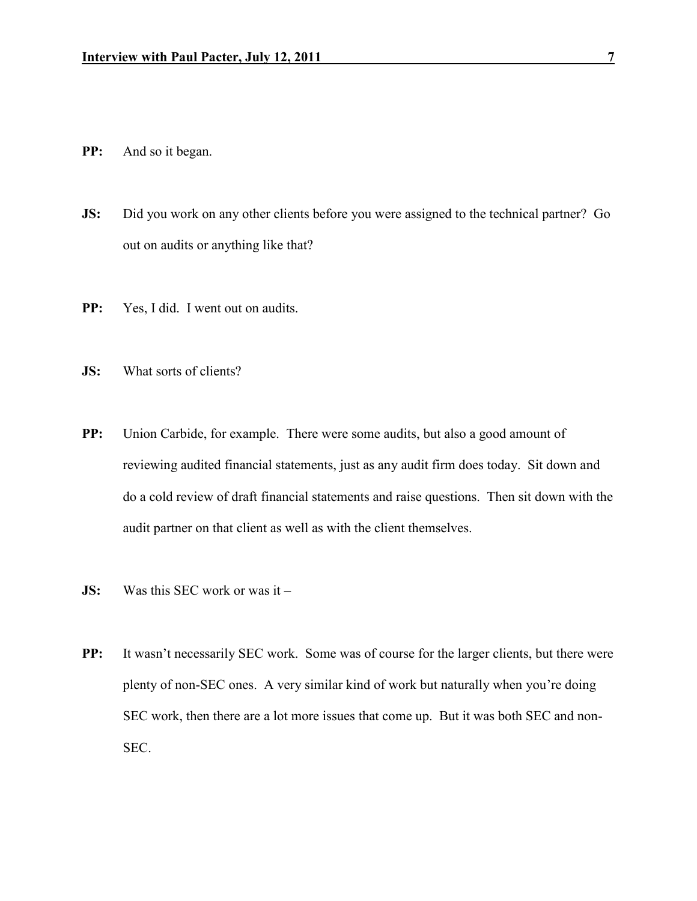**PP:** And so it began.

**JS:** Did you work on any other clients before you were assigned to the technical partner? Go out on audits or anything like that?

**PP:** Yes, I did. I went out on audits.

**JS:** What sorts of clients?

**PP:** Union Carbide, for example. There were some audits, but also a good amount of reviewing audited financial statements, just as any audit firm does today. Sit down and do a cold review of draft financial statements and raise questions. Then sit down with the audit partner on that client as well as with the client themselves.

**JS:** Was this SEC work or was it –

**PP:** It wasn't necessarily SEC work. Some was of course for the larger clients, but there were plenty of non-SEC ones. A very similar kind of work but naturally when you're doing SEC work, then there are a lot more issues that come up. But it was both SEC and non-SEC.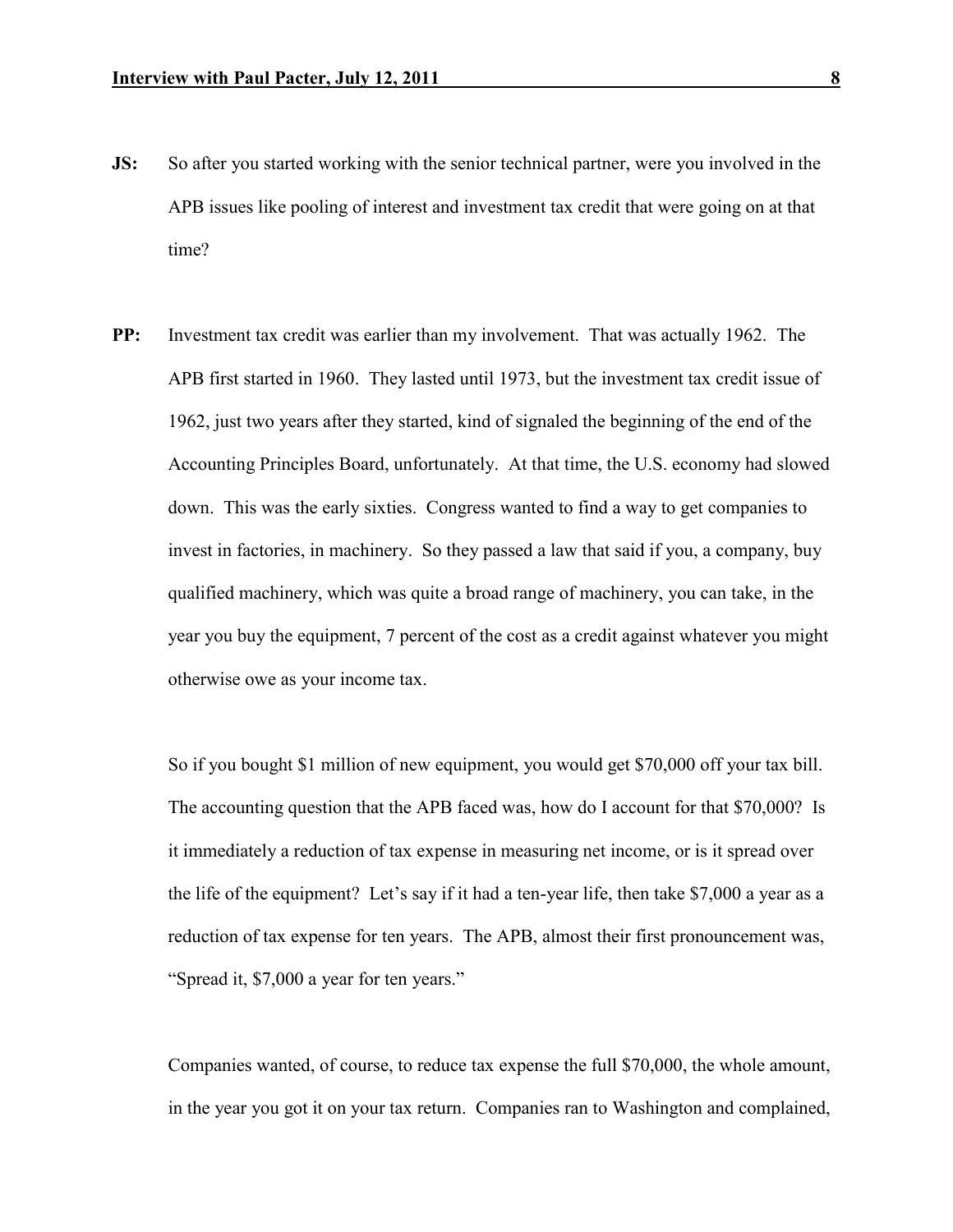**JS:** So after you started working with the senior technical partner, were you involved in the APB issues like pooling of interest and investment tax credit that were going on at that time?

**PP:** Investment tax credit was earlier than my involvement. That was actually 1962. The APB first started in 1960. They lasted until 1973, but the investment tax credit issue of 1962, just two years after they started, kind of signaled the beginning of the end of the Accounting Principles Board, unfortunately. At that time, the U.S. economy had slowed down. This was the early sixties. Congress wanted to find a way to get companies to invest in factories, in machinery. So they passed a law that said if you, a company, buy qualified machinery, which was quite a broad range of machinery, you can take, in the year you buy the equipment, 7 percent of the cost as a credit against whatever you might otherwise owe as your income tax.

So if you bought $1 million of new equipment, you would get $70,000 off your tax bill. The accounting question that the APB faced was, how do I account for that $70,000? Is it immediately a reduction of tax expense in measuring net income, or is it spread over the life of the equipment? Let's say if it had a ten-year life, then take $7,000 a year as a reduction of tax expense for ten years. The APB, almost their first pronouncement was, "Spread it, $7,000 a year for ten years."

Companies wanted, of course, to reduce tax expense the full $70,000, the whole amount, in the year you got it on your tax return. Companies ran to Washington and complained,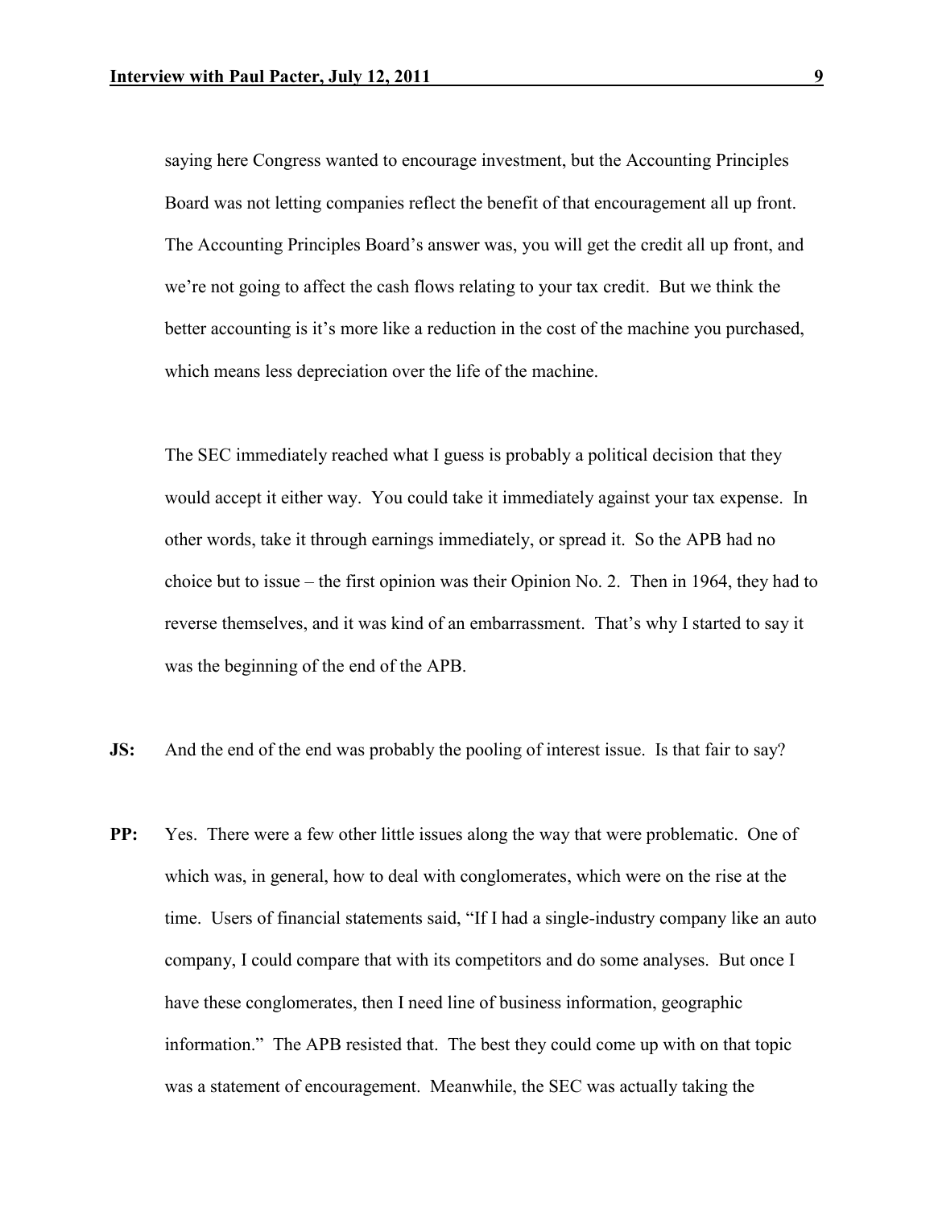saying here Congress wanted to encourage investment, but the Accounting Principles Board was not letting companies reflect the benefit of that encouragement all up front. The Accounting Principles Board's answer was, you will get the credit all up front, and we're not going to affect the cash flows relating to your tax credit. But we think the better accounting is it's more like a reduction in the cost of the machine you purchased, which means less depreciation over the life of the machine.

The SEC immediately reached what I guess is probably a political decision that they would accept it either way. You could take it immediately against your tax expense. In other words, take it through earnings immediately, or spread it. So the APB had no choice but to issue – the first opinion was their Opinion No. 2. Then in 1964, they had to reverse themselves, and it was kind of an embarrassment. That's why I started to say it was the beginning of the end of the APB.

**JS:** And the end of the end was probably the pooling of interest issue. Is that fair to say?

**PP:** Yes. There were a few other little issues along the way that were problematic. One of which was, in general, how to deal with conglomerates, which were on the rise at the time. Users of financial statements said, "If I had a single-industry company like an auto company, I could compare that with its competitors and do some analyses. But once I have these conglomerates, then I need line of business information, geographic information." The APB resisted that. The best they could come up with on that topic was a statement of encouragement. Meanwhile, the SEC was actually taking the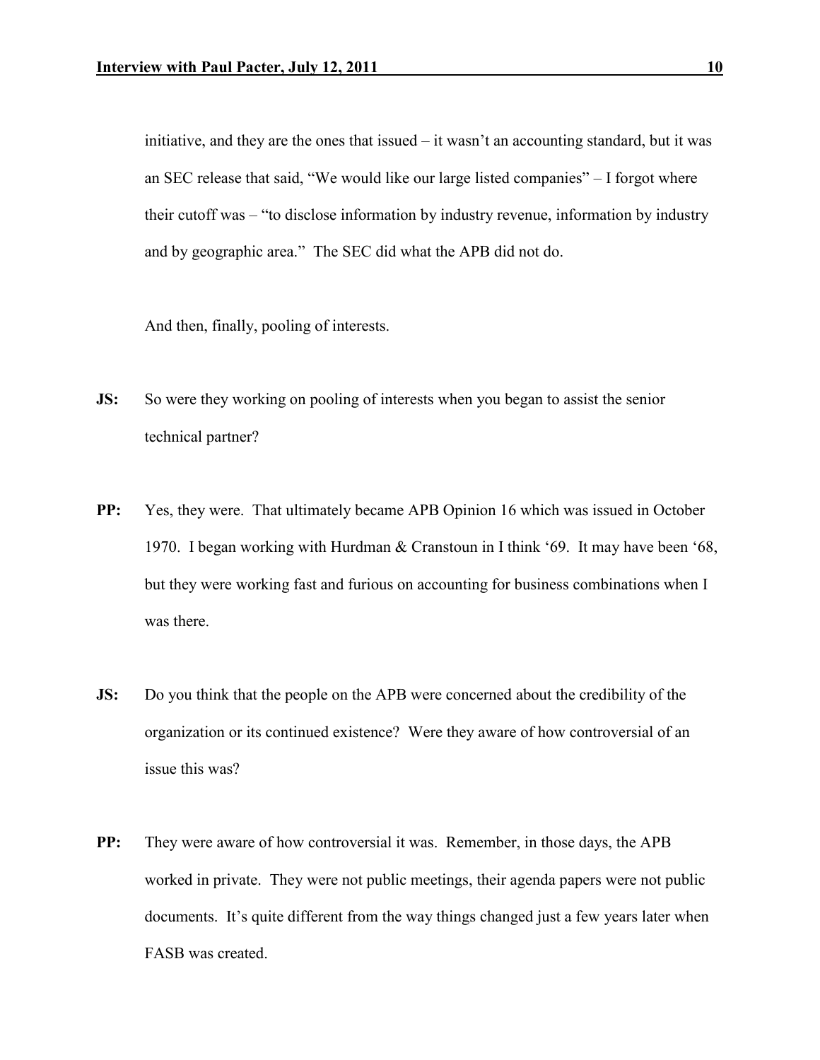initiative, and they are the ones that issued – it wasn't an accounting standard, but it was an SEC release that said, "We would like our large listed companies" – I forgot where their cutoff was – "to disclose information by industry revenue, information by industry and by geographic area." The SEC did what the APB did not do.

And then, finally, pooling of interests.

**JS:** So were they working on pooling of interests when you began to assist the senior technical partner?

**PP:** Yes, they were. That ultimately became APB Opinion 16 which was issued in October 1970. I began working with Hurdman & Cranstoun in I think '69. It may have been '68, but they were working fast and furious on accounting for business combinations when I was there.

**JS:** Do you think that the people on the APB were concerned about the credibility of the organization or its continued existence? Were they aware of how controversial of an issue this was?

**PP:** They were aware of how controversial it was. Remember, in those days, the APB worked in private. They were not public meetings, their agenda papers were not public documents. It's quite different from the way things changed just a few years later when FASB was created.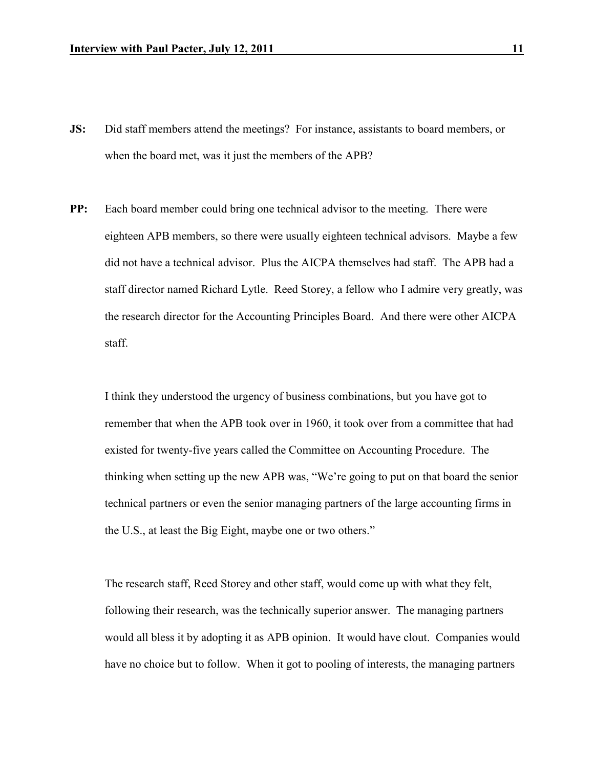**JS:** Did staff members attend the meetings? For instance, assistants to board members, or when the board met, was it just the members of the APB?

**PP:** Each board member could bring one technical advisor to the meeting. There were eighteen APB members, so there were usually eighteen technical advisors. Maybe a few did not have a technical advisor. Plus the AICPA themselves had staff. The APB had a staff director named Richard Lytle. Reed Storey, a fellow who I admire very greatly, was the research director for the Accounting Principles Board. And there were other AICPA staff.

I think they understood the urgency of business combinations, but you have got to remember that when the APB took over in 1960, it took over from a committee that had existed for twenty-five years called the Committee on Accounting Procedure. The thinking when setting up the new APB was, "We're going to put on that board the senior technical partners or even the senior managing partners of the large accounting firms in the U.S., at least the Big Eight, maybe one or two others."

The research staff, Reed Storey and other staff, would come up with what they felt, following their research, was the technically superior answer. The managing partners would all bless it by adopting it as APB opinion. It would have clout. Companies would have no choice but to follow. When it got to pooling of interests, the managing partners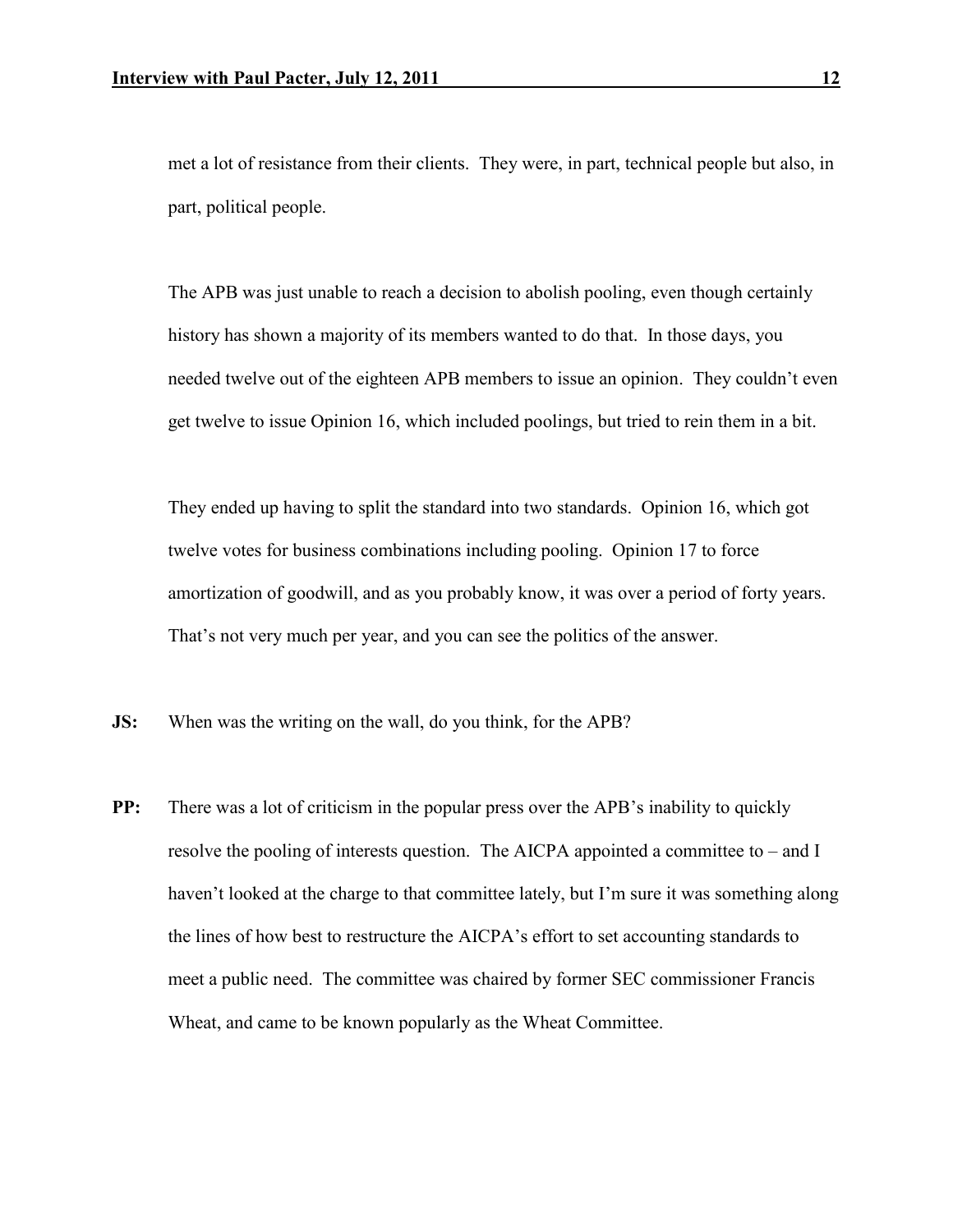met a lot of resistance from their clients. They were, in part, technical people but also, in part, political people.

The APB was just unable to reach a decision to abolish pooling, even though certainly history has shown a majority of its members wanted to do that. In those days, you needed twelve out of the eighteen APB members to issue an opinion. They couldn't even get twelve to issue Opinion 16, which included poolings, but tried to rein them in a bit.

They ended up having to split the standard into two standards. Opinion 16, which got twelve votes for business combinations including pooling. Opinion 17 to force amortization of goodwill, and as you probably know, it was over a period of forty years. That's not very much per year, and you can see the politics of the answer.

**JS:** When was the writing on the wall, do you think, for the APB?

**PP:** There was a lot of criticism in the popular press over the APB's inability to quickly resolve the pooling of interests question. The AICPA appointed a committee to – and I haven't looked at the charge to that committee lately, but I'm sure it was something along the lines of how best to restructure the AICPA's effort to set accounting standards to meet a public need. The committee was chaired by former SEC commissioner Francis Wheat, and came to be known popularly as the Wheat Committee.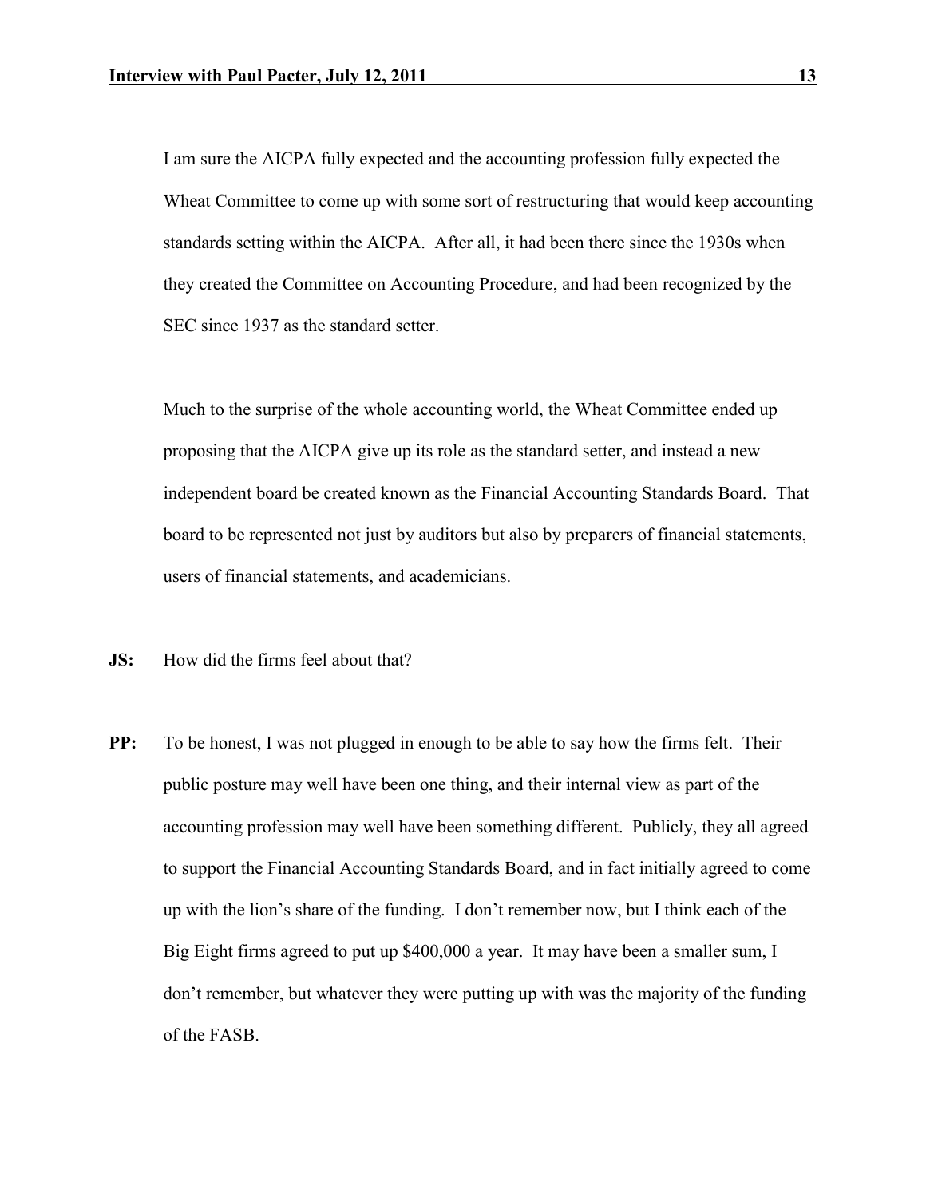I am sure the AICPA fully expected and the accounting profession fully expected the Wheat Committee to come up with some sort of restructuring that would keep accounting standards setting within the AICPA. After all, it had been there since the 1930s when they created the Committee on Accounting Procedure, and had been recognized by the SEC since 1937 as the standard setter.

Much to the surprise of the whole accounting world, the Wheat Committee ended up proposing that the AICPA give up its role as the standard setter, and instead a new independent board be created known as the Financial Accounting Standards Board. That board to be represented not just by auditors but also by preparers of financial statements, users of financial statements, and academicians.

**JS:** How did the firms feel about that?

**PP:** To be honest, I was not plugged in enough to be able to say how the firms felt. Their public posture may well have been one thing, and their internal view as part of the accounting profession may well have been something different. Publicly, they all agreed to support the Financial Accounting Standards Board, and in fact initially agreed to come up with the lion's share of the funding. I don't remember now, but I think each of the Big Eight firms agreed to put up $400,000 a year. It may have been a smaller sum, I don't remember, but whatever they were putting up with was the majority of the funding of the FASB.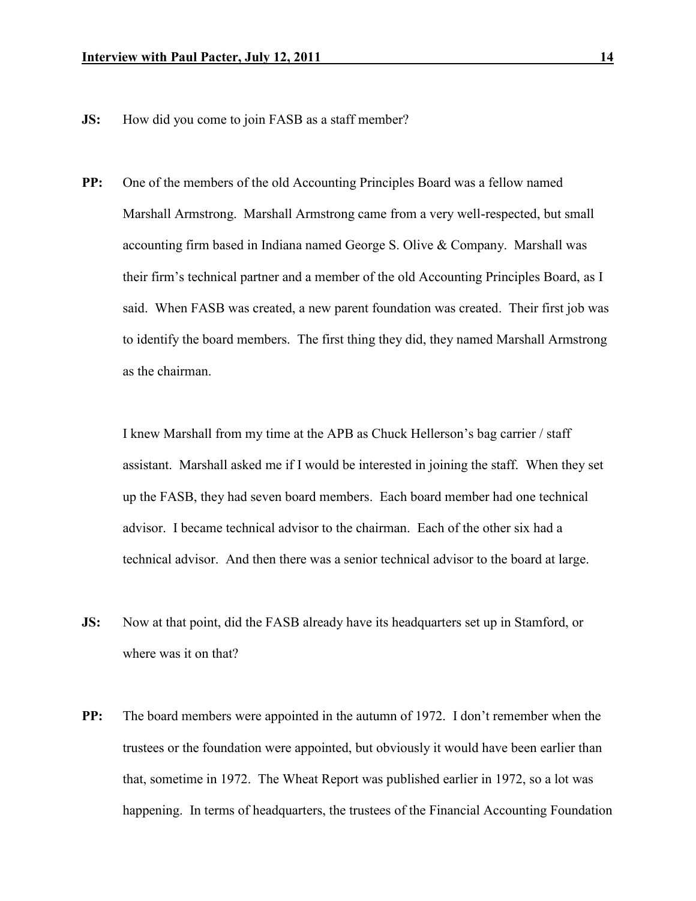**JS:** How did you come to join FASB as a staff member?

**PP:** One of the members of the old Accounting Principles Board was a fellow named Marshall Armstrong. Marshall Armstrong came from a very well-respected, but small accounting firm based in Indiana named George S. Olive & Company. Marshall was their firm's technical partner and a member of the old Accounting Principles Board, as I said. When FASB was created, a new parent foundation was created. Their first job was to identify the board members. The first thing they did, they named Marshall Armstrong as the chairman.

I knew Marshall from my time at the APB as Chuck Hellerson's bag carrier / staff assistant. Marshall asked me if I would be interested in joining the staff. When they set up the FASB, they had seven board members. Each board member had one technical advisor. I became technical advisor to the chairman. Each of the other six had a technical advisor. And then there was a senior technical advisor to the board at large.

**JS:** Now at that point, did the FASB already have its headquarters set up in Stamford, or where was it on that?

**PP:** The board members were appointed in the autumn of 1972. I don't remember when the trustees or the foundation were appointed, but obviously it would have been earlier than that, sometime in 1972. The Wheat Report was published earlier in 1972, so a lot was happening. In terms of headquarters, the trustees of the Financial Accounting Foundation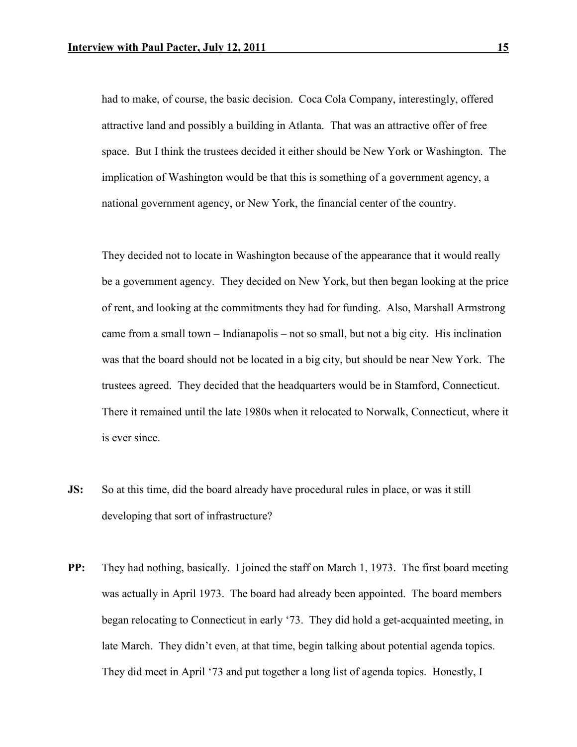had to make, of course, the basic decision. Coca Cola Company, interestingly, offered attractive land and possibly a building in Atlanta. That was an attractive offer of free space. But I think the trustees decided it either should be New York or Washington. The implication of Washington would be that this is something of a government agency, a national government agency, or New York, the financial center of the country.

They decided not to locate in Washington because of the appearance that it would really be a government agency. They decided on New York, but then began looking at the price of rent, and looking at the commitments they had for funding. Also, Marshall Armstrong came from a small town – Indianapolis – not so small, but not a big city. His inclination was that the board should not be located in a big city, but should be near New York. The trustees agreed. They decided that the headquarters would be in Stamford, Connecticut. There it remained until the late 1980s when it relocated to Norwalk, Connecticut, where it is ever since.

**JS:** So at this time, did the board already have procedural rules in place, or was it still developing that sort of infrastructure?

**PP:** They had nothing, basically. I joined the staff on March 1, 1973. The first board meeting was actually in April 1973. The board had already been appointed. The board members began relocating to Connecticut in early '73. They did hold a get-acquainted meeting, in late March. They didn't even, at that time, begin talking about potential agenda topics. They did meet in April '73 and put together a long list of agenda topics. Honestly, I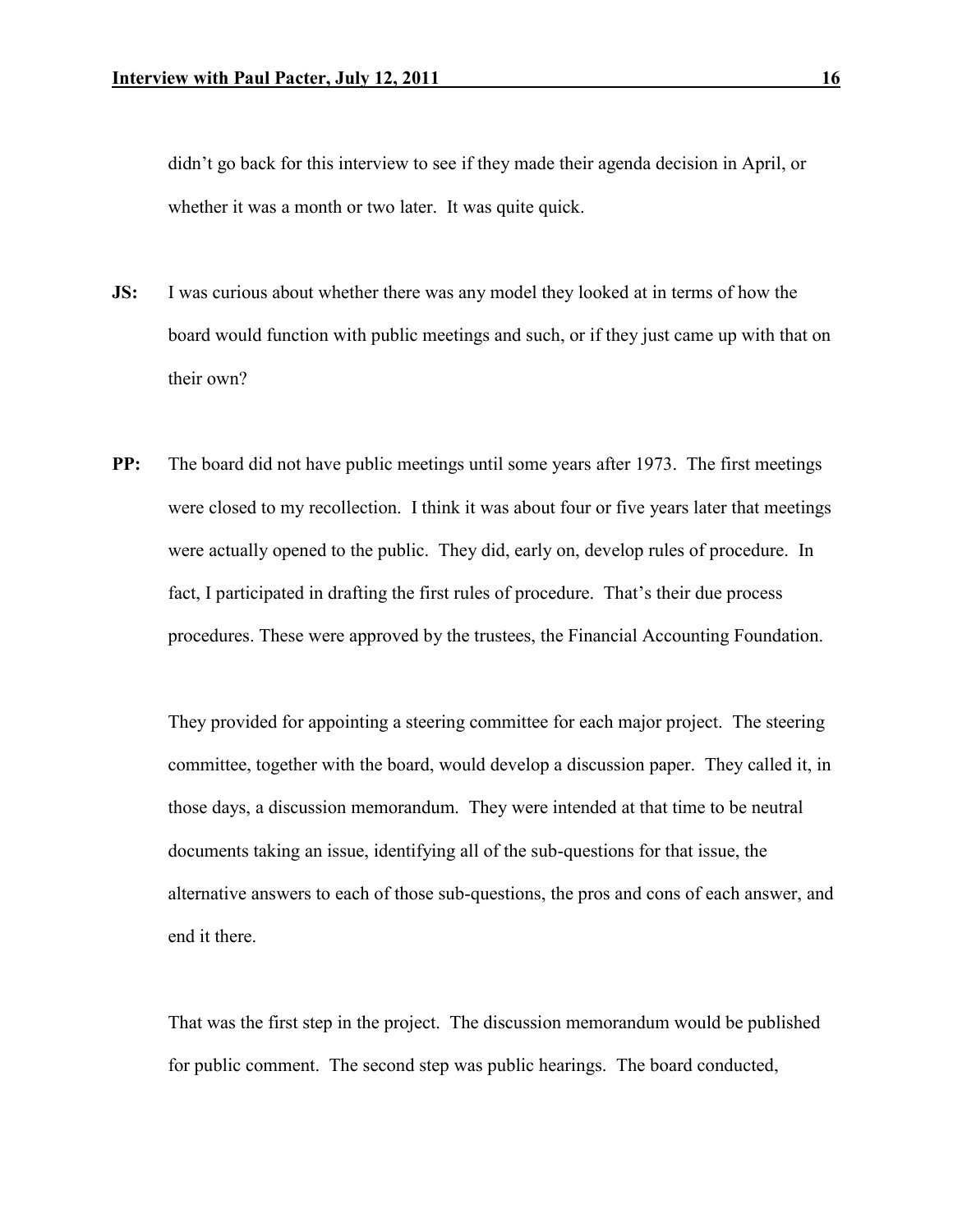didn't go back for this interview to see if they made their agenda decision in April, or whether it was a month or two later. It was quite quick.

**JS:** I was curious about whether there was any model they looked at in terms of how the board would function with public meetings and such, or if they just came up with that on their own?

**PP:** The board did not have public meetings until some years after 1973. The first meetings were closed to my recollection. I think it was about four or five years later that meetings were actually opened to the public. They did, early on, develop rules of procedure. In fact, I participated in drafting the first rules of procedure. That's their due process procedures. These were approved by the trustees, the Financial Accounting Foundation.

They provided for appointing a steering committee for each major project. The steering committee, together with the board, would develop a discussion paper. They called it, in those days, a discussion memorandum. They were intended at that time to be neutral documents taking an issue, identifying all of the sub-questions for that issue, the alternative answers to each of those sub-questions, the pros and cons of each answer, and end it there.

That was the first step in the project. The discussion memorandum would be published for public comment. The second step was public hearings. The board conducted,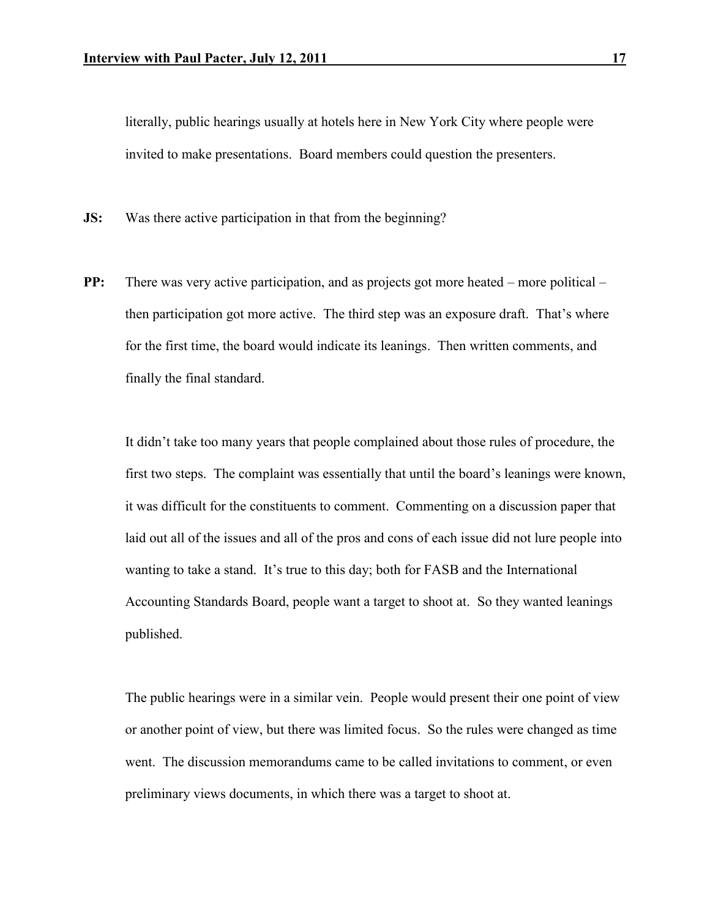literally, public hearings usually at hotels here in New York City where people were invited to make presentations. Board members could question the presenters.

**JS:** Was there active participation in that from the beginning?

**PP:** There was very active participation, and as projects got more heated – more political – then participation got more active. The third step was an exposure draft. That's where for the first time, the board would indicate its leanings. Then written comments, and finally the final standard.

It didn't take too many years that people complained about those rules of procedure, the first two steps. The complaint was essentially that until the board's leanings were known, it was difficult for the constituents to comment. Commenting on a discussion paper that laid out all of the issues and all of the pros and cons of each issue did not lure people into wanting to take a stand. It's true to this day; both for FASB and the International Accounting Standards Board, people want a target to shoot at. So they wanted leanings published.

The public hearings were in a similar vein. People would present their one point of view or another point of view, but there was limited focus. So the rules were changed as time went. The discussion memorandums came to be called invitations to comment, or even preliminary views documents, in which there was a target to shoot at.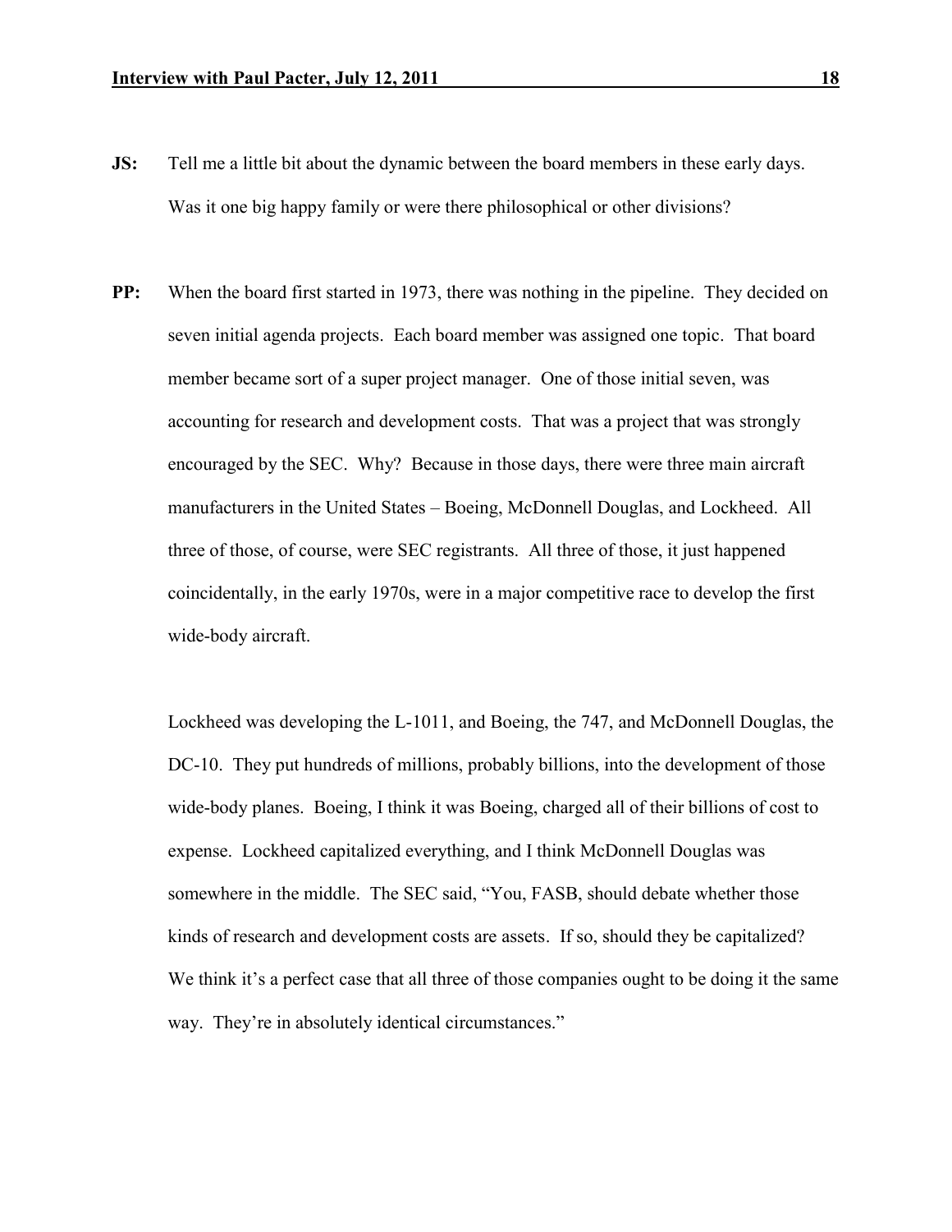**JS:** Tell me a little bit about the dynamic between the board members in these early days. Was it one big happy family or were there philosophical or other divisions?

**PP:** When the board first started in 1973, there was nothing in the pipeline. They decided on seven initial agenda projects. Each board member was assigned one topic. That board member became sort of a super project manager. One of those initial seven, was accounting for research and development costs. That was a project that was strongly encouraged by the SEC. Why? Because in those days, there were three main aircraft manufacturers in the United States – Boeing, McDonnell Douglas, and Lockheed. All three of those, of course, were SEC registrants. All three of those, it just happened coincidentally, in the early 1970s, were in a major competitive race to develop the first wide-body aircraft.

Lockheed was developing the L-1011, and Boeing, the 747, and McDonnell Douglas, the DC-10. They put hundreds of millions, probably billions, into the development of those wide-body planes. Boeing, I think it was Boeing, charged all of their billions of cost to expense. Lockheed capitalized everything, and I think McDonnell Douglas was somewhere in the middle. The SEC said, "You, FASB, should debate whether those kinds of research and development costs are assets. If so, should they be capitalized? We think it's a perfect case that all three of those companies ought to be doing it the same way. They're in absolutely identical circumstances."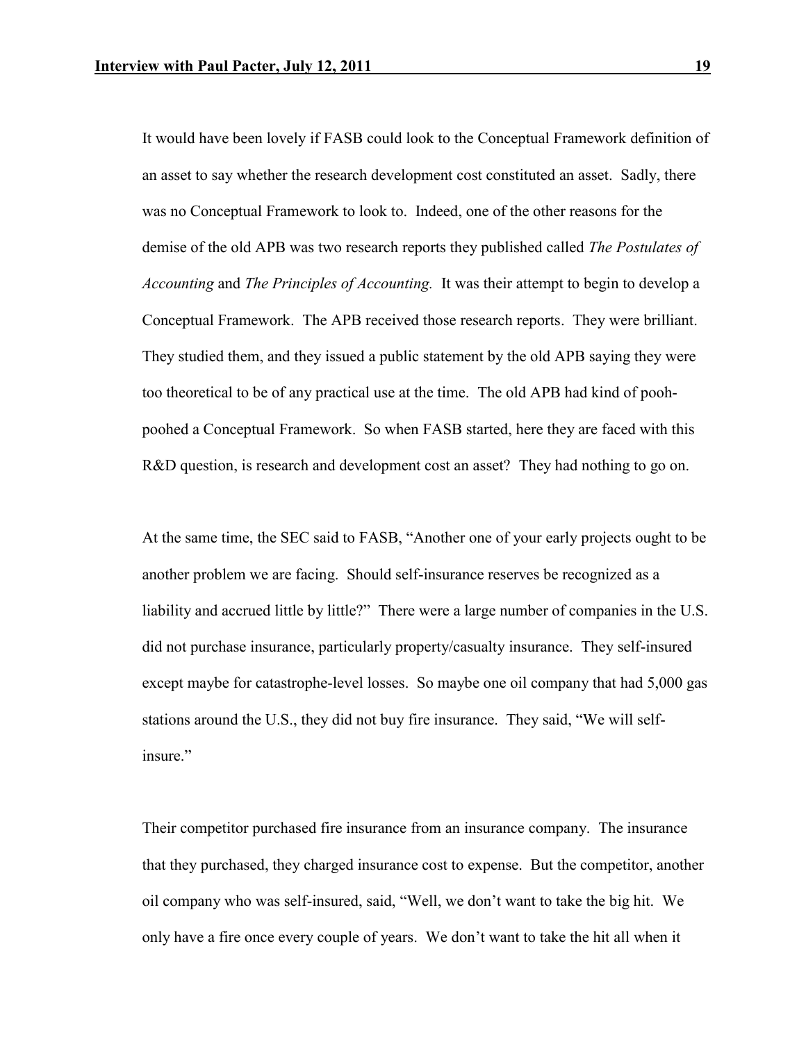It would have been lovely if FASB could look to the Conceptual Framework definition of an asset to say whether the research development cost constituted an asset. Sadly, there was no Conceptual Framework to look to. Indeed, one of the other reasons for the demise of the old APB was two research reports they published called *The Postulates of Accounting* and *The Principles of Accounting.* It was their attempt to begin to develop a Conceptual Framework. The APB received those research reports. They were brilliant. They studied them, and they issued a public statement by the old APB saying they were too theoretical to be of any practical use at the time. The old APB had kind of pooh-poohed a Conceptual Framework. So when FASB started, here they are faced with this R&D question, is research and development cost an asset? They had nothing to go on.

At the same time, the SEC said to FASB, "Another one of your early projects ought to be another problem we are facing. Should self-insurance reserves be recognized as a liability and accrued little by little?" There were a large number of companies in the U.S. did not purchase insurance, particularly property/casualty insurance. They self-insured except maybe for catastrophe-level losses. So maybe one oil company that had 5,000 gas stations around the U.S., they did not buy fire insurance. They said, "We will self-insure."

Their competitor purchased fire insurance from an insurance company. The insurance that they purchased, they charged insurance cost to expense. But the competitor, another oil company who was self-insured, said, "Well, we don't want to take the big hit. We only have a fire once every couple of years. We don't want to take the hit all when it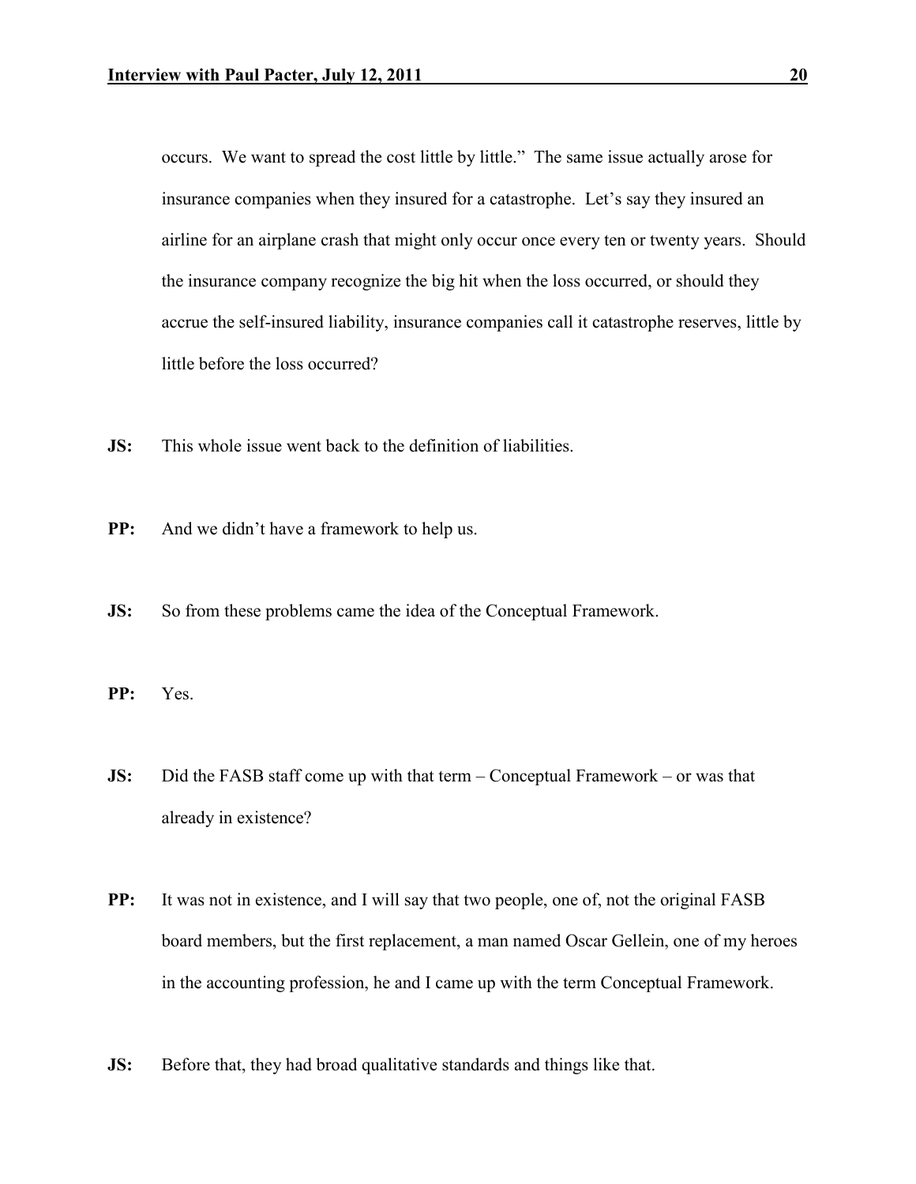occurs. We want to spread the cost little by little." The same issue actually arose for insurance companies when they insured for a catastrophe. Let's say they insured an airline for an airplane crash that might only occur once every ten or twenty years. Should the insurance company recognize the big hit when the loss occurred, or should they accrue the self-insured liability, insurance companies call it catastrophe reserves, little by little before the loss occurred?

**JS:** This whole issue went back to the definition of liabilities.

**PP:** And we didn't have a framework to help us.

**JS:** So from these problems came the idea of the Conceptual Framework.

**PP:** Yes.

**JS:** Did the FASB staff come up with that term – Conceptual Framework – or was that already in existence?

**PP:** It was not in existence, and I will say that two people, one of, not the original FASB board members, but the first replacement, a man named Oscar Gellein, one of my heroes in the accounting profession, he and I came up with the term Conceptual Framework.

**JS:** Before that, they had broad qualitative standards and things like that.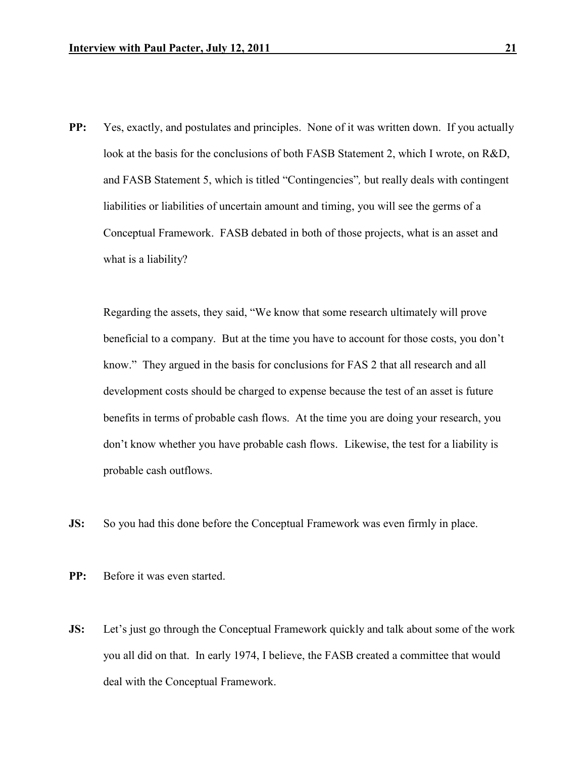**PP:** Yes, exactly, and postulates and principles. None of it was written down. If you actually look at the basis for the conclusions of both FASB Statement 2, which I wrote, on R&D, and FASB Statement 5, which is titled "Contingencies", but really deals with contingent liabilities or liabilities of uncertain amount and timing, you will see the germs of a Conceptual Framework. FASB debated in both of those projects, what is an asset and what is a liability?

Regarding the assets, they said, "We know that some research ultimately will prove beneficial to a company. But at the time you have to account for those costs, you don't know." They argued in the basis for conclusions for FAS 2 that all research and all development costs should be charged to expense because the test of an asset is future benefits in terms of probable cash flows. At the time you are doing your research, you don't know whether you have probable cash flows. Likewise, the test for a liability is probable cash outflows.

**JS:** So you had this done before the Conceptual Framework was even firmly in place.

**PP:** Before it was even started.

**JS:** Let's just go through the Conceptual Framework quickly and talk about some of the work you all did on that. In early 1974, I believe, the FASB created a committee that would deal with the Conceptual Framework.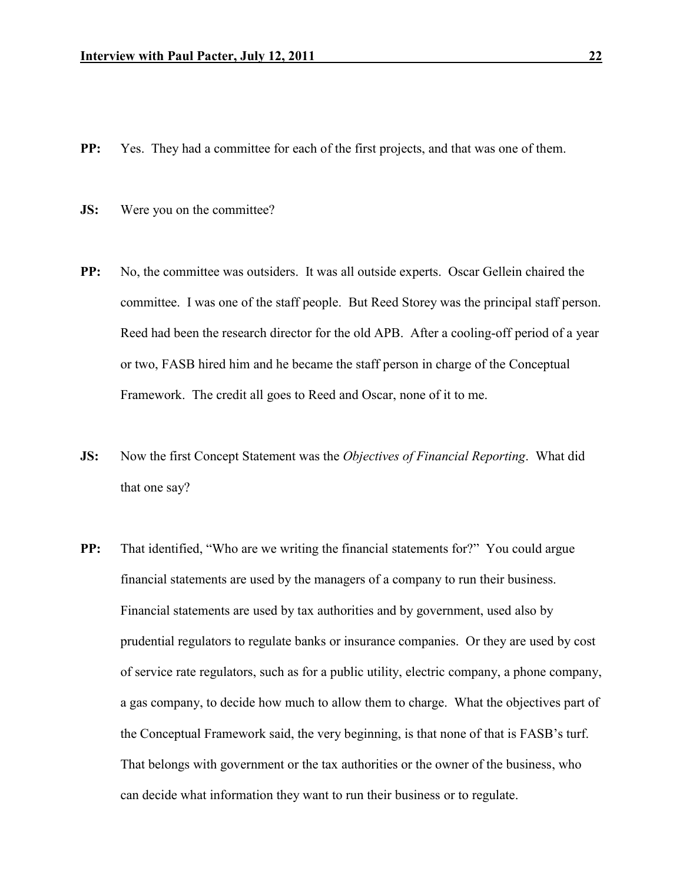**PP:** Yes. They had a committee for each of the first projects, and that was one of them.

**JS:** Were you on the committee?

**PP:** No, the committee was outsiders. It was all outside experts. Oscar Gellein chaired the committee. I was one of the staff people. But Reed Storey was the principal staff person. Reed had been the research director for the old APB. After a cooling-off period of a year or two, FASB hired him and he became the staff person in charge of the Conceptual Framework. The credit all goes to Reed and Oscar, none of it to me.

**JS:** Now the first Concept Statement was the *Objectives of Financial Reporting*. What did that one say?

**PP:** That identified, "Who are we writing the financial statements for?" You could argue financial statements are used by the managers of a company to run their business. Financial statements are used by tax authorities and by government, used also by prudential regulators to regulate banks or insurance companies. Or they are used by cost of service rate regulators, such as for a public utility, electric company, a phone company, a gas company, to decide how much to allow them to charge. What the objectives part of the Conceptual Framework said, the very beginning, is that none of that is FASB's turf. That belongs with government or the tax authorities or the owner of the business, who can decide what information they want to run their business or to regulate.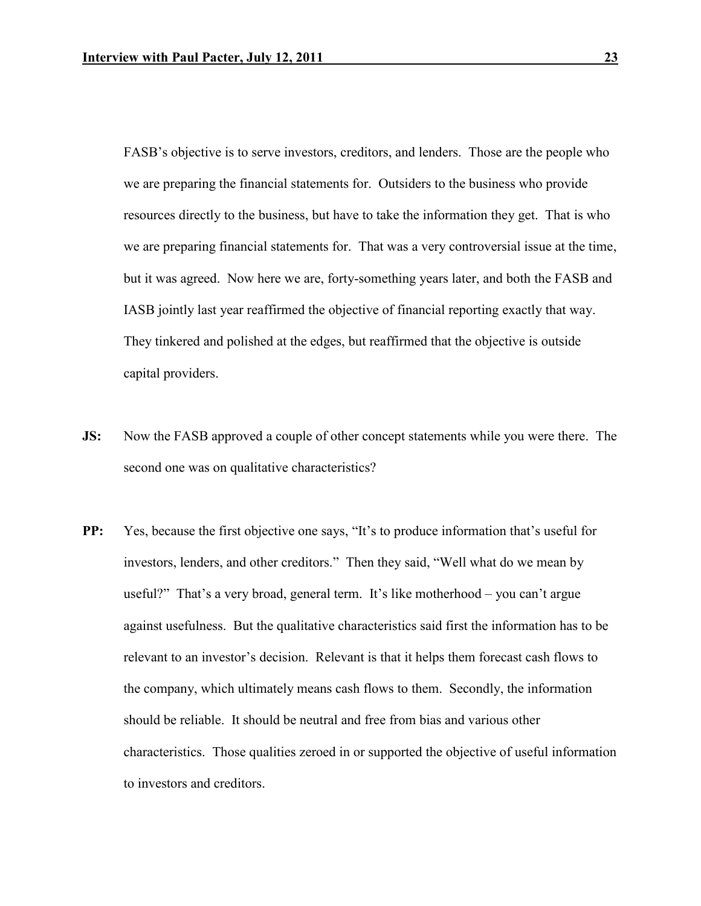FASB's objective is to serve investors, creditors, and lenders. Those are the people who we are preparing the financial statements for. Outsiders to the business who provide resources directly to the business, but have to take the information they get. That is who we are preparing financial statements for. That was a very controversial issue at the time, but it was agreed. Now here we are, forty-something years later, and both the FASB and IASB jointly last year reaffirmed the objective of financial reporting exactly that way. They tinkered and polished at the edges, but reaffirmed that the objective is outside capital providers.

**JS:** Now the FASB approved a couple of other concept statements while you were there. The second one was on qualitative characteristics?

**PP:** Yes, because the first objective one says, "It's to produce information that's useful for investors, lenders, and other creditors." Then they said, "Well what do we mean by useful?" That's a very broad, general term. It's like motherhood – you can't argue against usefulness. But the qualitative characteristics said first the information has to be relevant to an investor's decision. Relevant is that it helps them forecast cash flows to the company, which ultimately means cash flows to them. Secondly, the information should be reliable. It should be neutral and free from bias and various other characteristics. Those qualities zeroed in or supported the objective of useful information to investors and creditors.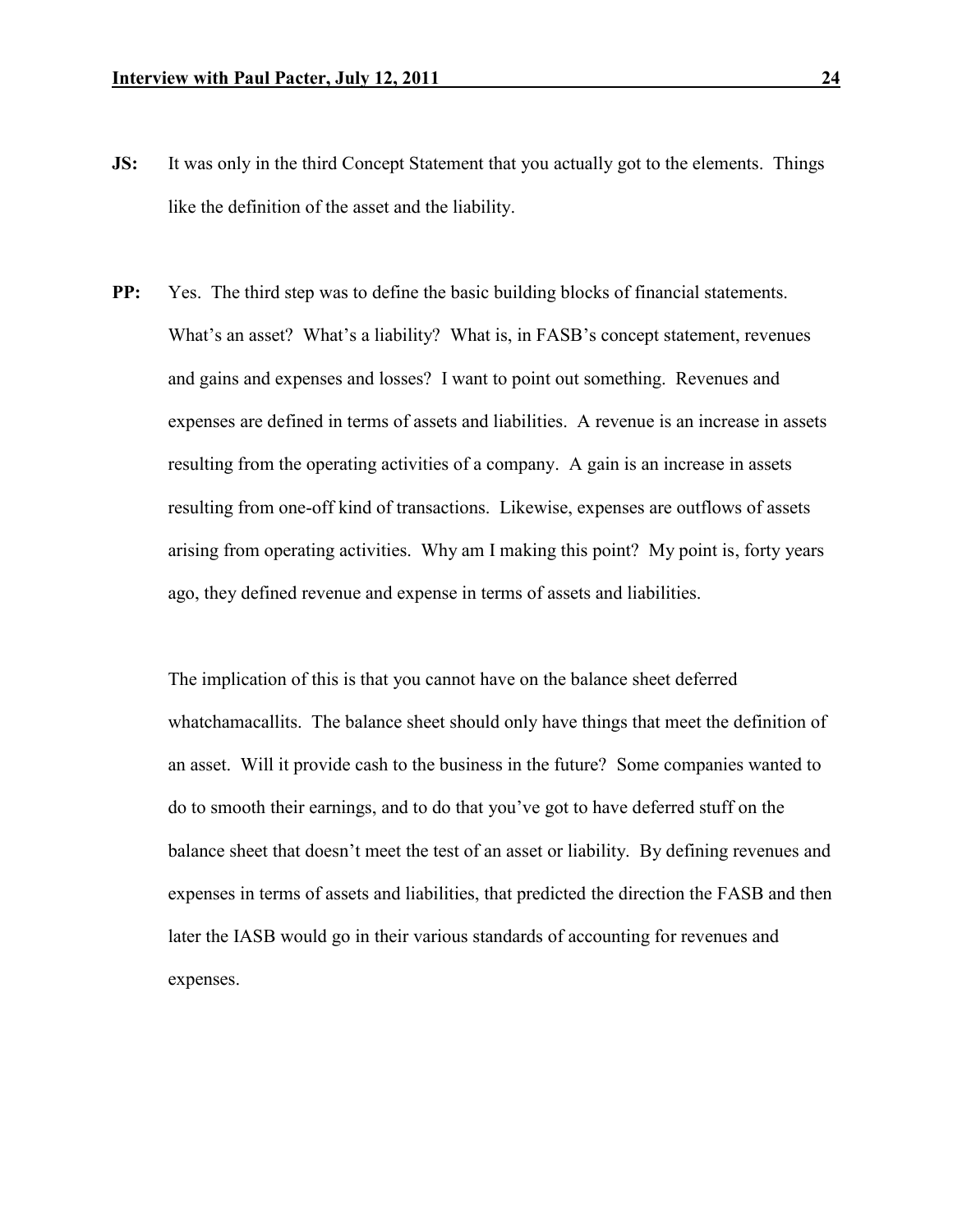**JS:** It was only in the third Concept Statement that you actually got to the elements. Things like the definition of the asset and the liability.

**PP:** Yes. The third step was to define the basic building blocks of financial statements. What's an asset? What's a liability? What is, in FASB's concept statement, revenues and gains and expenses and losses? I want to point out something. Revenues and expenses are defined in terms of assets and liabilities. A revenue is an increase in assets resulting from the operating activities of a company. A gain is an increase in assets resulting from one-off kind of transactions. Likewise, expenses are outflows of assets arising from operating activities. Why am I making this point? My point is, forty years ago, they defined revenue and expense in terms of assets and liabilities.

The implication of this is that you cannot have on the balance sheet deferred whatchamacallits. The balance sheet should only have things that meet the definition of an asset. Will it provide cash to the business in the future? Some companies wanted to do to smooth their earnings, and to do that you've got to have deferred stuff on the balance sheet that doesn't meet the test of an asset or liability. By defining revenues and expenses in terms of assets and liabilities, that predicted the direction the FASB and then later the IASB would go in their various standards of accounting for revenues and expenses.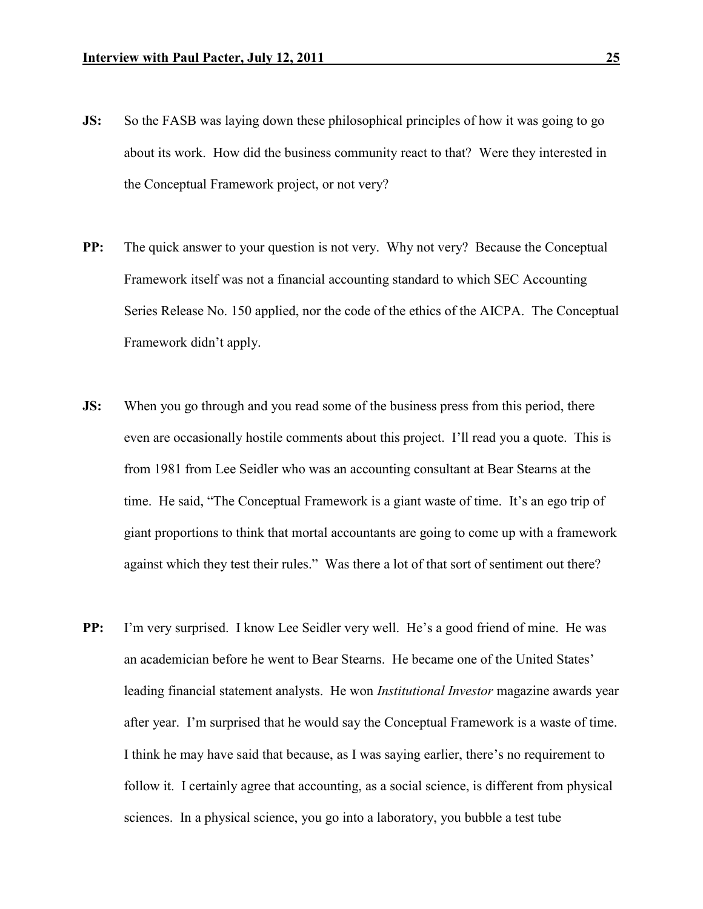**JS:** So the FASB was laying down these philosophical principles of how it was going to go about its work. How did the business community react to that? Were they interested in the Conceptual Framework project, or not very?

**PP:** The quick answer to your question is not very. Why not very? Because the Conceptual Framework itself was not a financial accounting standard to which SEC Accounting Series Release No. 150 applied, nor the code of the ethics of the AICPA. The Conceptual Framework didn't apply.

**JS:** When you go through and you read some of the business press from this period, there even are occasionally hostile comments about this project. I'll read you a quote. This is from 1981 from Lee Seidler who was an accounting consultant at Bear Stearns at the time. He said, "The Conceptual Framework is a giant waste of time. It's an ego trip of giant proportions to think that mortal accountants are going to come up with a framework against which they test their rules." Was there a lot of that sort of sentiment out there?

**PP:** I'm very surprised. I know Lee Seidler very well. He's a good friend of mine. He was an academician before he went to Bear Stearns. He became one of the United States' leading financial statement analysts. He won *Institutional Investor* magazine awards year after year. I'm surprised that he would say the Conceptual Framework is a waste of time. I think he may have said that because, as I was saying earlier, there's no requirement to follow it. I certainly agree that accounting, as a social science, is different from physical sciences. In a physical science, you go into a laboratory, you bubble a test tube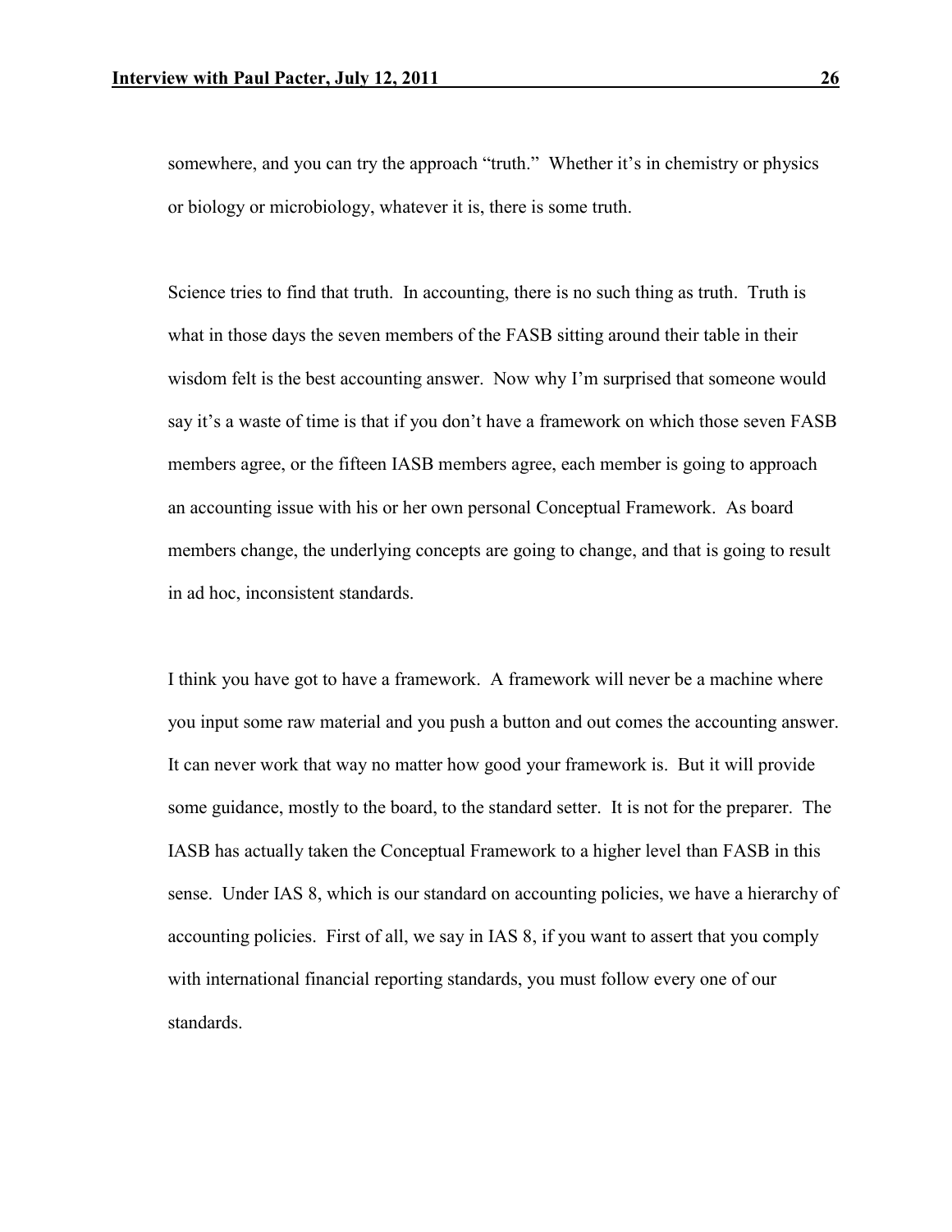somewhere, and you can try the approach "truth." Whether it's in chemistry or physics or biology or microbiology, whatever it is, there is some truth.

Science tries to find that truth. In accounting, there is no such thing as truth. Truth is what in those days the seven members of the FASB sitting around their table in their wisdom felt is the best accounting answer. Now why I'm surprised that someone would say it's a waste of time is that if you don't have a framework on which those seven FASB members agree, or the fifteen IASB members agree, each member is going to approach an accounting issue with his or her own personal Conceptual Framework. As board members change, the underlying concepts are going to change, and that is going to result in ad hoc, inconsistent standards.

I think you have got to have a framework. A framework will never be a machine where you input some raw material and you push a button and out comes the accounting answer. It can never work that way no matter how good your framework is. But it will provide some guidance, mostly to the board, to the standard setter. It is not for the preparer. The IASB has actually taken the Conceptual Framework to a higher level than FASB in this sense. Under IAS 8, which is our standard on accounting policies, we have a hierarchy of accounting policies. First of all, we say in IAS 8, if you want to assert that you comply with international financial reporting standards, you must follow every one of our standards.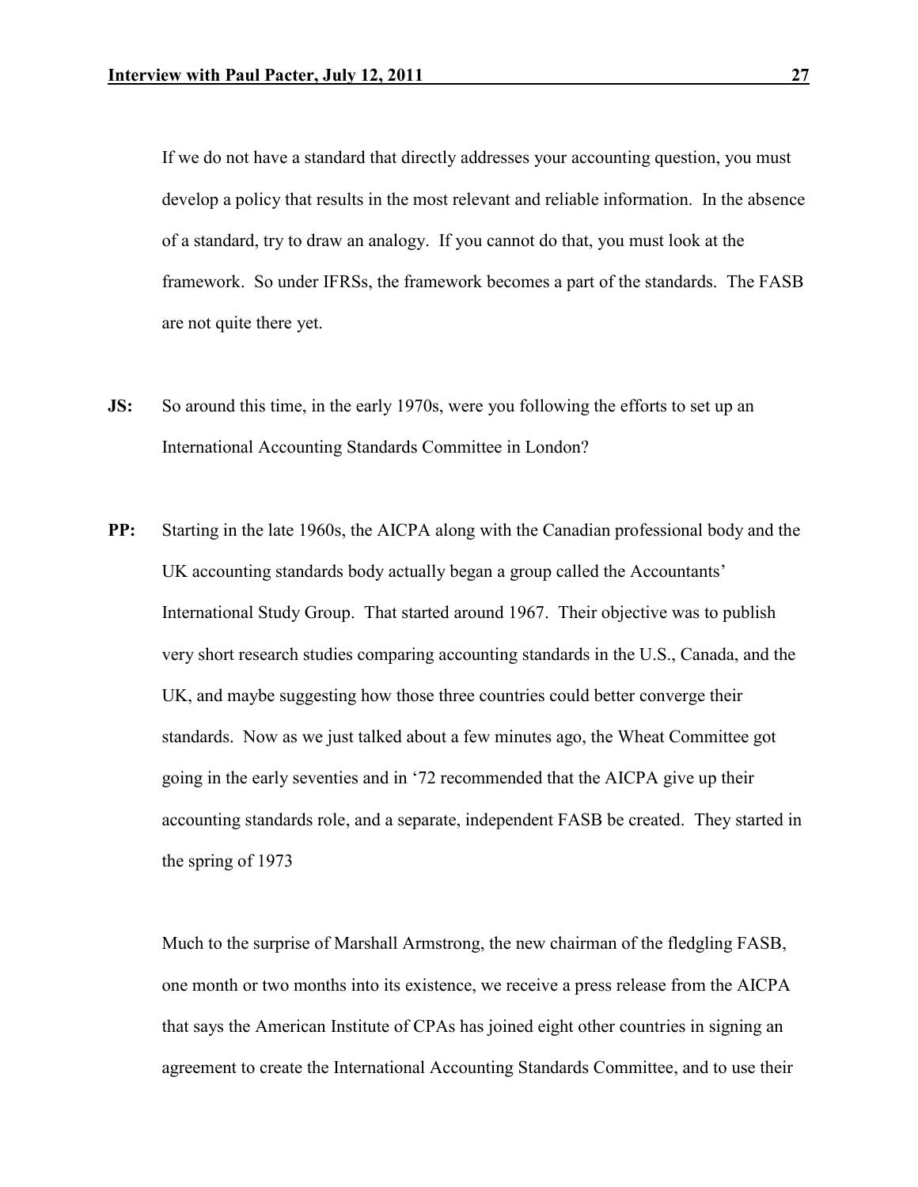If we do not have a standard that directly addresses your accounting question, you must develop a policy that results in the most relevant and reliable information. In the absence of a standard, try to draw an analogy. If you cannot do that, you must look at the framework. So under IFRSs, the framework becomes a part of the standards. The FASB are not quite there yet.

**JS:** So around this time, in the early 1970s, were you following the efforts to set up an International Accounting Standards Committee in London?

**PP:** Starting in the late 1960s, the AICPA along with the Canadian professional body and the UK accounting standards body actually began a group called the Accountants' International Study Group. That started around 1967. Their objective was to publish very short research studies comparing accounting standards in the U.S., Canada, and the UK, and maybe suggesting how those three countries could better converge their standards. Now as we just talked about a few minutes ago, the Wheat Committee got going in the early seventies and in '72 recommended that the AICPA give up their accounting standards role, and a separate, independent FASB be created. They started in the spring of 1973

Much to the surprise of Marshall Armstrong, the new chairman of the fledgling FASB, one month or two months into its existence, we receive a press release from the AICPA that says the American Institute of CPAs has joined eight other countries in signing an agreement to create the International Accounting Standards Committee, and to use their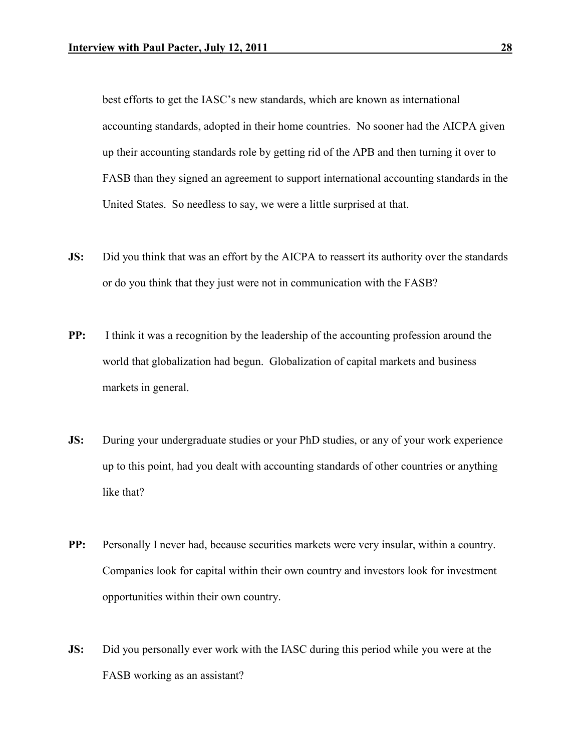best efforts to get the IASC's new standards, which are known as international accounting standards, adopted in their home countries. No sooner had the AICPA given up their accounting standards role by getting rid of the APB and then turning it over to FASB than they signed an agreement to support international accounting standards in the United States. So needless to say, we were a little surprised at that.

**JS:** Did you think that was an effort by the AICPA to reassert its authority over the standards or do you think that they just were not in communication with the FASB?

**PP:** I think it was a recognition by the leadership of the accounting profession around the world that globalization had begun. Globalization of capital markets and business markets in general.

**JS:** During your undergraduate studies or your PhD studies, or any of your work experience up to this point, had you dealt with accounting standards of other countries or anything like that?

**PP:** Personally I never had, because securities markets were very insular, within a country. Companies look for capital within their own country and investors look for investment opportunities within their own country.

**JS:** Did you personally ever work with the IASC during this period while you were at the FASB working as an assistant?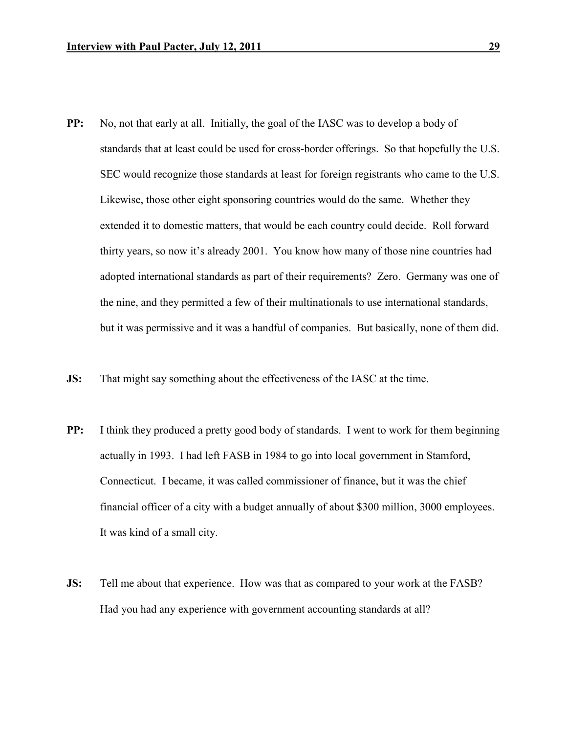**PP:** No, not that early at all. Initially, the goal of the IASC was to develop a body of standards that at least could be used for cross-border offerings. So that hopefully the U.S. SEC would recognize those standards at least for foreign registrants who came to the U.S. Likewise, those other eight sponsoring countries would do the same. Whether they extended it to domestic matters, that would be each country could decide. Roll forward thirty years, so now it's already 2001. You know how many of those nine countries had adopted international standards as part of their requirements? Zero. Germany was one of the nine, and they permitted a few of their multinationals to use international standards, but it was permissive and it was a handful of companies. But basically, none of them did.

**JS:** That might say something about the effectiveness of the IASC at the time.

**PP:** I think they produced a pretty good body of standards. I went to work for them beginning actually in 1993. I had left FASB in 1984 to go into local government in Stamford, Connecticut. I became, it was called commissioner of finance, but it was the chief financial officer of a city with a budget annually of about $300 million, 3000 employees. It was kind of a small city.

**JS:** Tell me about that experience. How was that as compared to your work at the FASB? Had you had any experience with government accounting standards at all?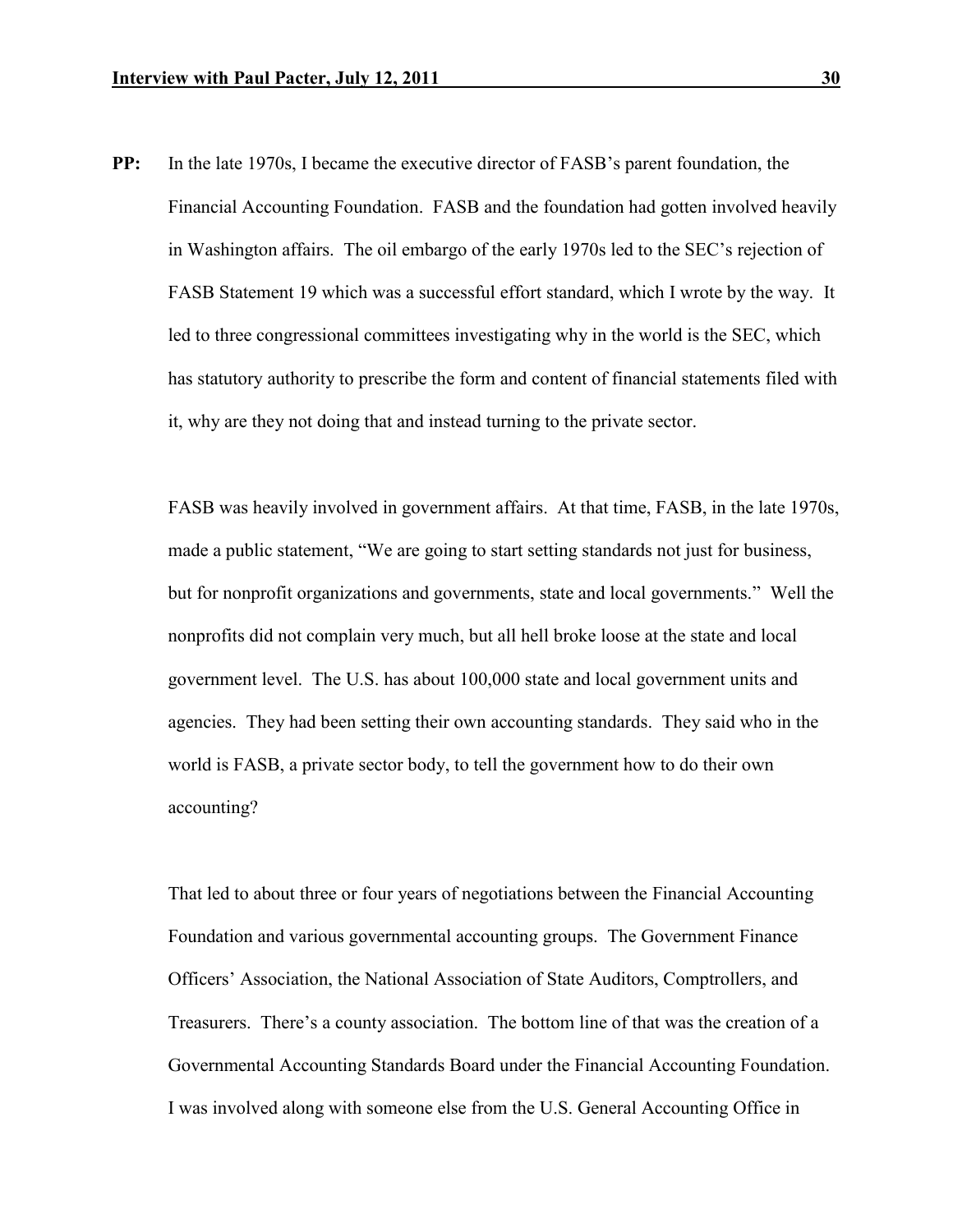**PP:** In the late 1970s, I became the executive director of FASB's parent foundation, the Financial Accounting Foundation. FASB and the foundation had gotten involved heavily in Washington affairs. The oil embargo of the early 1970s led to the SEC's rejection of FASB Statement 19 which was a successful effort standard, which I wrote by the way. It led to three congressional committees investigating why in the world is the SEC, which has statutory authority to prescribe the form and content of financial statements filed with it, why are they not doing that and instead turning to the private sector.

FASB was heavily involved in government affairs. At that time, FASB, in the late 1970s, made a public statement, "We are going to start setting standards not just for business, but for nonprofit organizations and governments, state and local governments." Well the nonprofits did not complain very much, but all hell broke loose at the state and local government level. The U.S. has about 100,000 state and local government units and agencies. They had been setting their own accounting standards. They said who in the world is FASB, a private sector body, to tell the government how to do their own accounting?

That led to about three or four years of negotiations between the Financial Accounting Foundation and various governmental accounting groups. The Government Finance Officers' Association, the National Association of State Auditors, Comptrollers, and Treasurers. There's a county association. The bottom line of that was the creation of a Governmental Accounting Standards Board under the Financial Accounting Foundation. I was involved along with someone else from the U.S. General Accounting Office in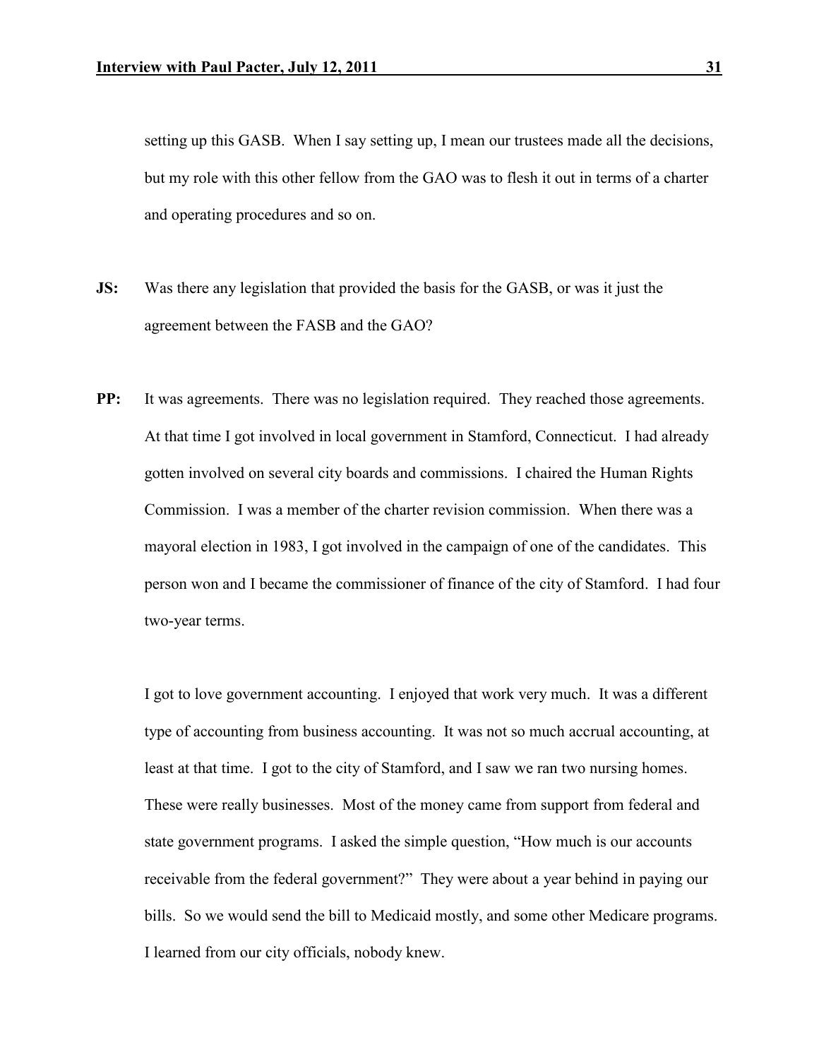setting up this GASB. When I say setting up, I mean our trustees made all the decisions, but my role with this other fellow from the GAO was to flesh it out in terms of a charter and operating procedures and so on.

**JS:** Was there any legislation that provided the basis for the GASB, or was it just the agreement between the FASB and the GAO?

**PP:** It was agreements. There was no legislation required. They reached those agreements. At that time I got involved in local government in Stamford, Connecticut. I had already gotten involved on several city boards and commissions. I chaired the Human Rights Commission. I was a member of the charter revision commission. When there was a mayoral election in 1983, I got involved in the campaign of one of the candidates. This person won and I became the commissioner of finance of the city of Stamford. I had four two-year terms.

I got to love government accounting. I enjoyed that work very much. It was a different type of accounting from business accounting. It was not so much accrual accounting, at least at that time. I got to the city of Stamford, and I saw we ran two nursing homes. These were really businesses. Most of the money came from support from federal and state government programs. I asked the simple question, "How much is our accounts receivable from the federal government?" They were about a year behind in paying our bills. So we would send the bill to Medicaid mostly, and some other Medicare programs. I learned from our city officials, nobody knew.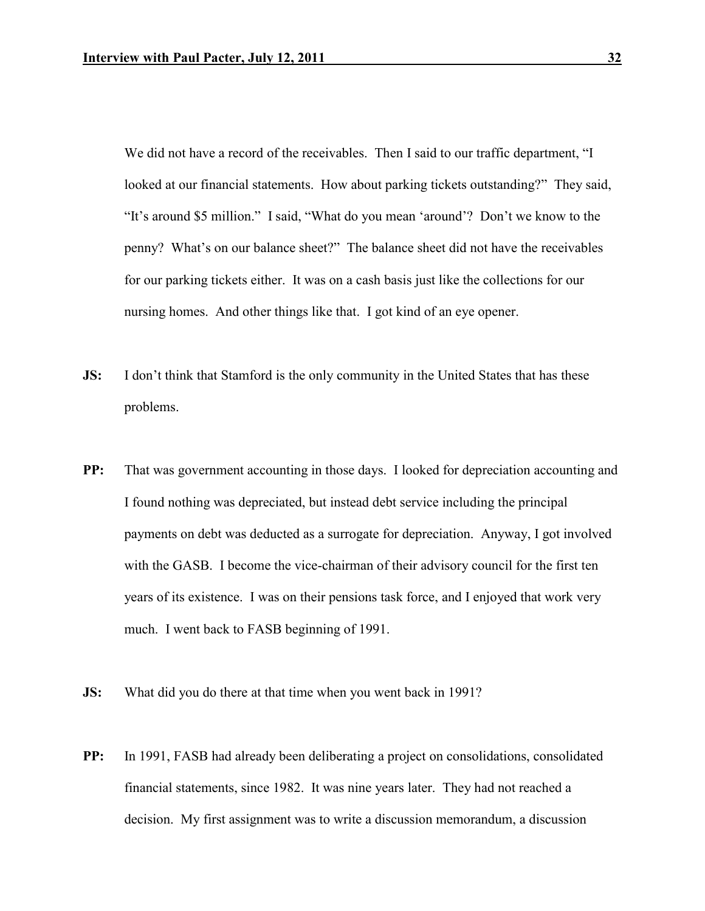We did not have a record of the receivables. Then I said to our traffic department, "I looked at our financial statements. How about parking tickets outstanding?" They said, "It's around $5 million." I said, "What do you mean 'around'? Don't we know to the penny? What's on our balance sheet?" The balance sheet did not have the receivables for our parking tickets either. It was on a cash basis just like the collections for our nursing homes. And other things like that. I got kind of an eye opener.

**JS:** I don't think that Stamford is the only community in the United States that has these problems.

**PP:** That was government accounting in those days. I looked for depreciation accounting and I found nothing was depreciated, but instead debt service including the principal payments on debt was deducted as a surrogate for depreciation. Anyway, I got involved with the GASB. I become the vice-chairman of their advisory council for the first ten years of its existence. I was on their pensions task force, and I enjoyed that work very much. I went back to FASB beginning of 1991.

**JS:** What did you do there at that time when you went back in 1991?

**PP:** In 1991, FASB had already been deliberating a project on consolidations, consolidated financial statements, since 1982. It was nine years later. They had not reached a decision. My first assignment was to write a discussion memorandum, a discussion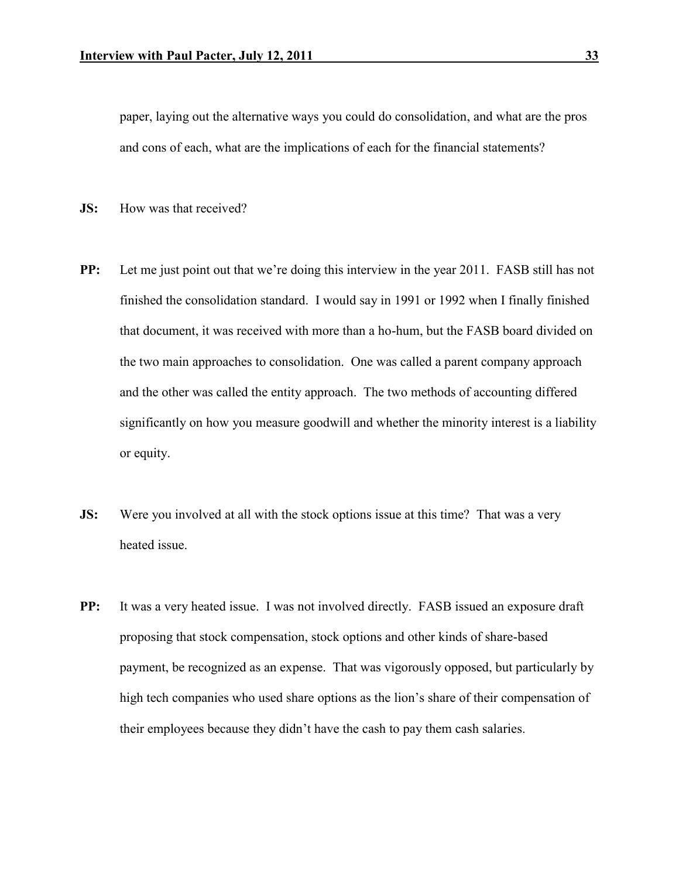paper, laying out the alternative ways you could do consolidation, and what are the pros and cons of each, what are the implications of each for the financial statements?

**JS:** How was that received?

**PP:** Let me just point out that we're doing this interview in the year 2011. FASB still has not finished the consolidation standard. I would say in 1991 or 1992 when I finally finished that document, it was received with more than a ho-hum, but the FASB board divided on the two main approaches to consolidation. One was called a parent company approach and the other was called the entity approach. The two methods of accounting differed significantly on how you measure goodwill and whether the minority interest is a liability or equity.

**JS:** Were you involved at all with the stock options issue at this time? That was a very heated issue.

**PP:** It was a very heated issue. I was not involved directly. FASB issued an exposure draft proposing that stock compensation, stock options and other kinds of share-based payment, be recognized as an expense. That was vigorously opposed, but particularly by high tech companies who used share options as the lion's share of their compensation of their employees because they didn't have the cash to pay them cash salaries.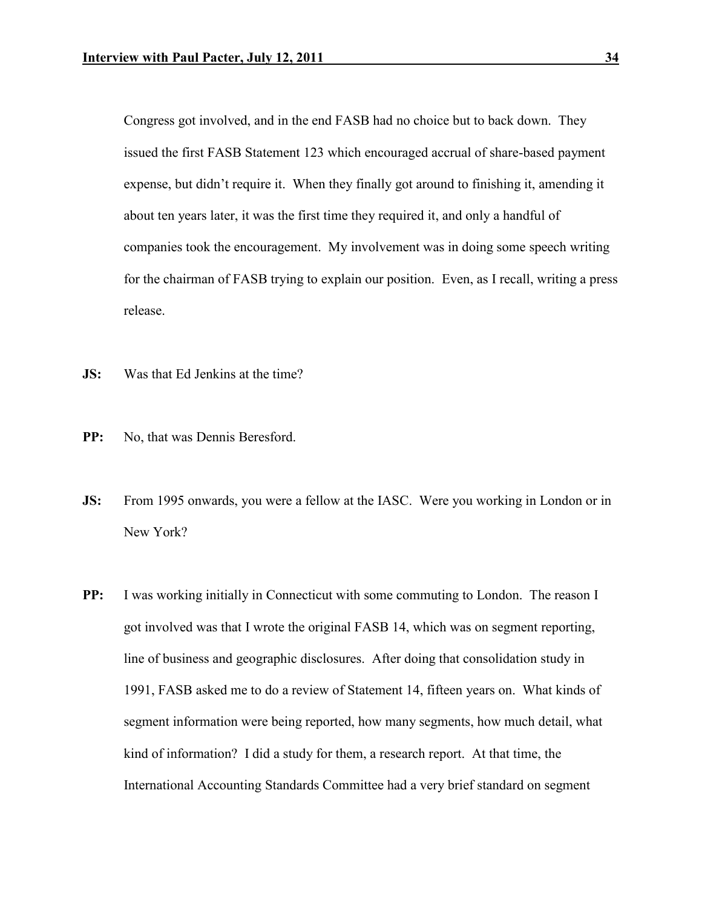Congress got involved, and in the end FASB had no choice but to back down. They issued the first FASB Statement 123 which encouraged accrual of share-based payment expense, but didn't require it. When they finally got around to finishing it, amending it about ten years later, it was the first time they required it, and only a handful of companies took the encouragement. My involvement was in doing some speech writing for the chairman of FASB trying to explain our position. Even, as I recall, writing a press release.

**JS:** Was that Ed Jenkins at the time?

**PP:** No, that was Dennis Beresford.

**JS:** From 1995 onwards, you were a fellow at the IASC. Were you working in London or in New York?

**PP:** I was working initially in Connecticut with some commuting to London. The reason I got involved was that I wrote the original FASB 14, which was on segment reporting, line of business and geographic disclosures. After doing that consolidation study in 1991, FASB asked me to do a review of Statement 14, fifteen years on. What kinds of segment information were being reported, how many segments, how much detail, what kind of information? I did a study for them, a research report. At that time, the International Accounting Standards Committee had a very brief standard on segment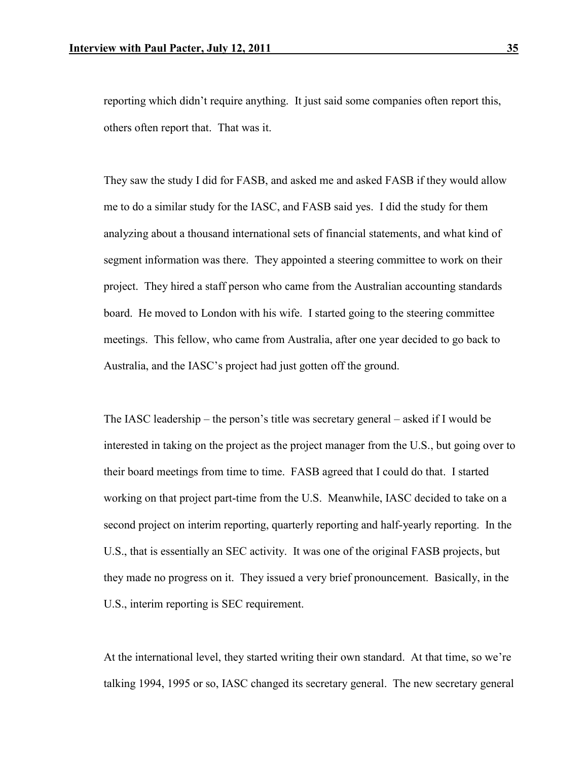reporting which didn't require anything. It just said some companies often report this, others often report that. That was it.

They saw the study I did for FASB, and asked me and asked FASB if they would allow me to do a similar study for the IASC, and FASB said yes. I did the study for them analyzing about a thousand international sets of financial statements, and what kind of segment information was there. They appointed a steering committee to work on their project. They hired a staff person who came from the Australian accounting standards board. He moved to London with his wife. I started going to the steering committee meetings. This fellow, who came from Australia, after one year decided to go back to Australia, and the IASC's project had just gotten off the ground.

The IASC leadership – the person's title was secretary general – asked if I would be interested in taking on the project as the project manager from the U.S., but going over to their board meetings from time to time. FASB agreed that I could do that. I started working on that project part-time from the U.S. Meanwhile, IASC decided to take on a second project on interim reporting, quarterly reporting and half-yearly reporting. In the U.S., that is essentially an SEC activity. It was one of the original FASB projects, but they made no progress on it. They issued a very brief pronouncement. Basically, in the U.S., interim reporting is SEC requirement.

At the international level, they started writing their own standard. At that time, so we're talking 1994, 1995 or so, IASC changed its secretary general. The new secretary general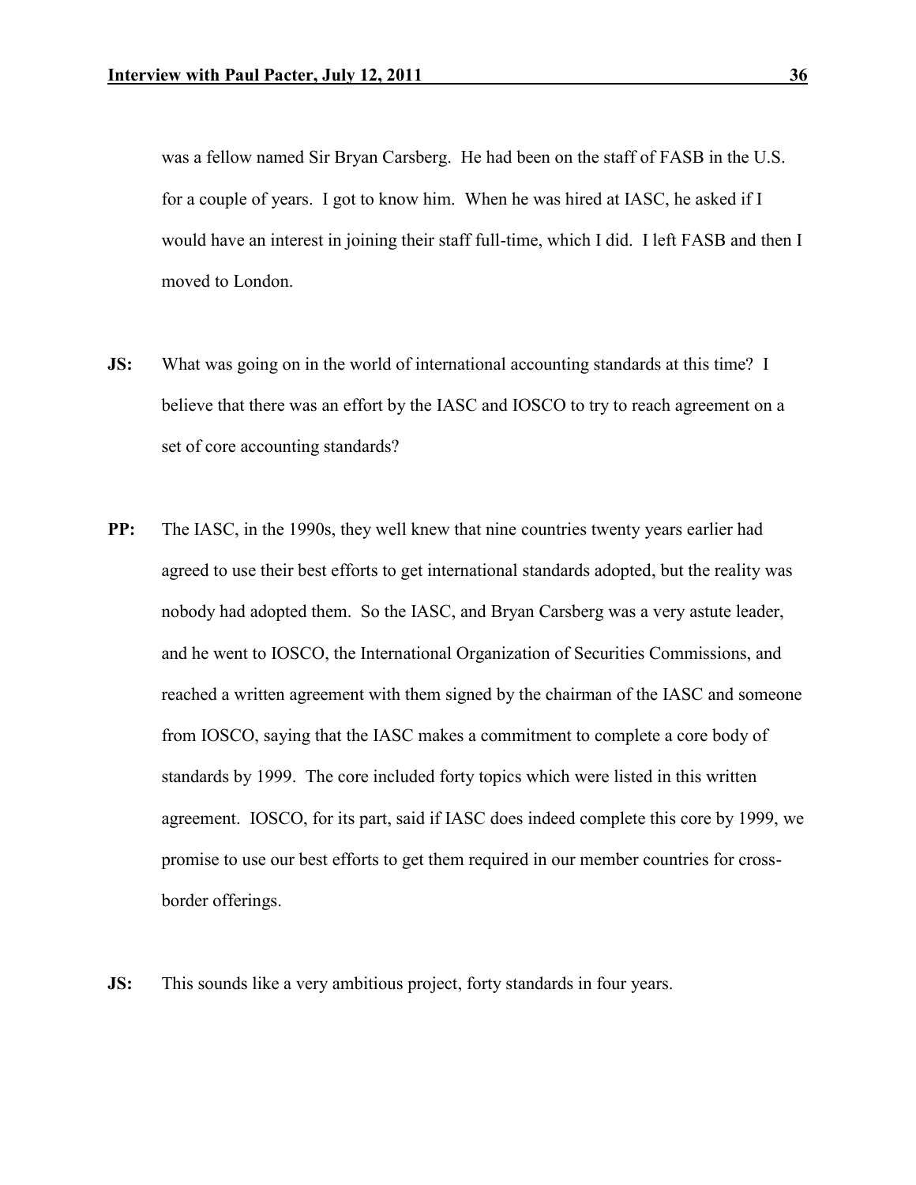was a fellow named Sir Bryan Carsberg. He had been on the staff of FASB in the U.S. for a couple of years. I got to know him. When he was hired at IASC, he asked if I would have an interest in joining their staff full-time, which I did. I left FASB and then I moved to London.

**JS:** What was going on in the world of international accounting standards at this time? I believe that there was an effort by the IASC and IOSCO to try to reach agreement on a set of core accounting standards?

**PP:** The IASC, in the 1990s, they well knew that nine countries twenty years earlier had agreed to use their best efforts to get international standards adopted, but the reality was nobody had adopted them. So the IASC, and Bryan Carsberg was a very astute leader, and he went to IOSCO, the International Organization of Securities Commissions, and reached a written agreement with them signed by the chairman of the IASC and someone from IOSCO, saying that the IASC makes a commitment to complete a core body of standards by 1999. The core included forty topics which were listed in this written agreement. IOSCO, for its part, said if IASC does indeed complete this core by 1999, we promise to use our best efforts to get them required in our member countries for cross-border offerings.

**JS:** This sounds like a very ambitious project, forty standards in four years.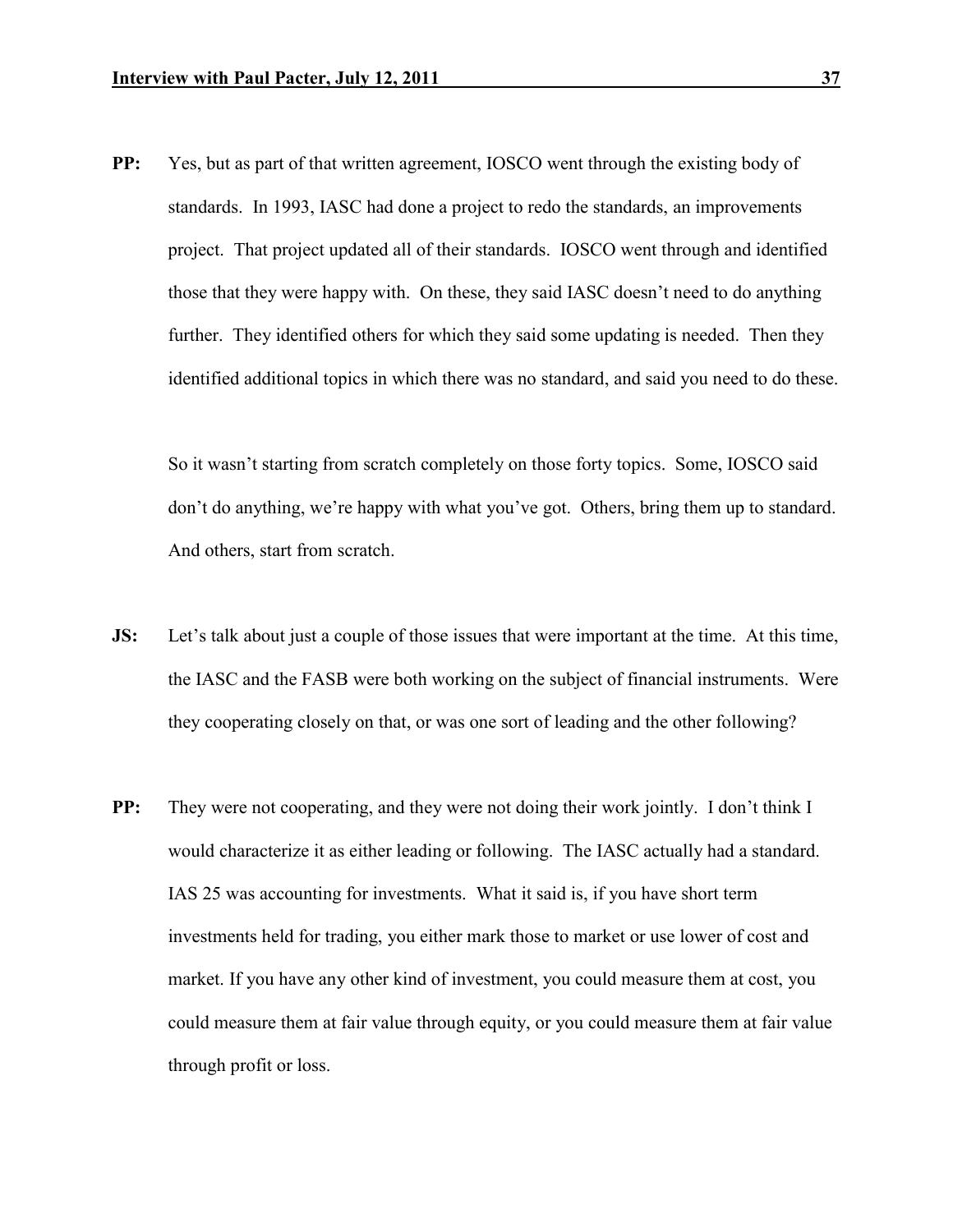**PP:** Yes, but as part of that written agreement, IOSCO went through the existing body of standards. In 1993, IASC had done a project to redo the standards, an improvements project. That project updated all of their standards. IOSCO went through and identified those that they were happy with. On these, they said IASC doesn't need to do anything further. They identified others for which they said some updating is needed. Then they identified additional topics in which there was no standard, and said you need to do these.

So it wasn't starting from scratch completely on those forty topics. Some, IOSCO said don't do anything, we're happy with what you've got. Others, bring them up to standard. And others, start from scratch.

**JS:** Let's talk about just a couple of those issues that were important at the time. At this time, the IASC and the FASB were both working on the subject of financial instruments. Were they cooperating closely on that, or was one sort of leading and the other following?

**PP:** They were not cooperating, and they were not doing their work jointly. I don't think I would characterize it as either leading or following. The IASC actually had a standard. IAS 25 was accounting for investments. What it said is, if you have short term investments held for trading, you either mark those to market or use lower of cost and market. If you have any other kind of investment, you could measure them at cost, you could measure them at fair value through equity, or you could measure them at fair value through profit or loss.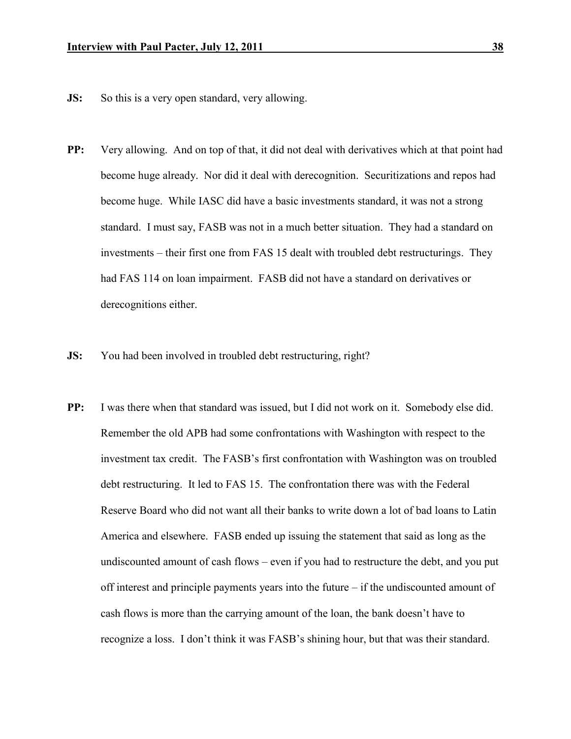**JS:** So this is a very open standard, very allowing.

**PP:** Very allowing. And on top of that, it did not deal with derivatives which at that point had become huge already. Nor did it deal with derecognition. Securitizations and repos had become huge. While IASC did have a basic investments standard, it was not a strong standard. I must say, FASB was not in a much better situation. They had a standard on investments – their first one from FAS 15 dealt with troubled debt restructurings. They had FAS 114 on loan impairment. FASB did not have a standard on derivatives or derecognitions either.

**JS:** You had been involved in troubled debt restructuring, right?

**PP:** I was there when that standard was issued, but I did not work on it. Somebody else did. Remember the old APB had some confrontations with Washington with respect to the investment tax credit. The FASB's first confrontation with Washington was on troubled debt restructuring. It led to FAS 15. The confrontation there was with the Federal Reserve Board who did not want all their banks to write down a lot of bad loans to Latin America and elsewhere. FASB ended up issuing the statement that said as long as the undiscounted amount of cash flows – even if you had to restructure the debt, and you put off interest and principle payments years into the future – if the undiscounted amount of cash flows is more than the carrying amount of the loan, the bank doesn't have to recognize a loss. I don't think it was FASB's shining hour, but that was their standard.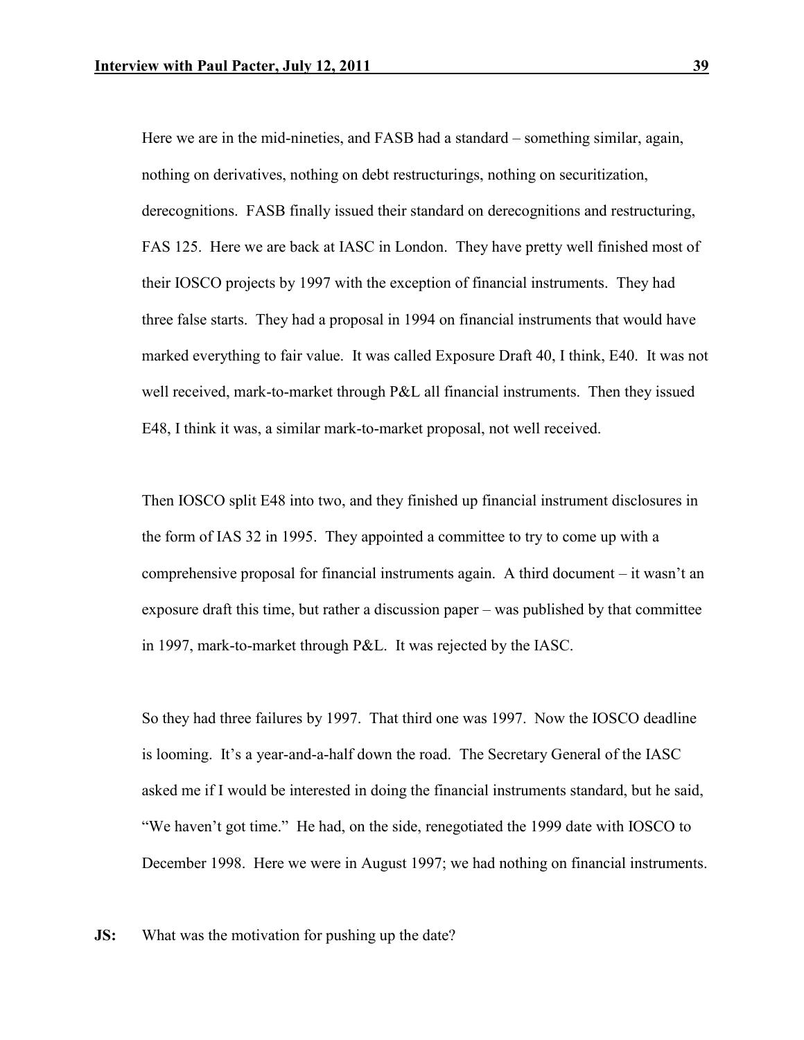Here we are in the mid-nineties, and FASB had a standard – something similar, again, nothing on derivatives, nothing on debt restructurings, nothing on securitization, derecognitions. FASB finally issued their standard on derecognitions and restructuring, FAS 125. Here we are back at IASC in London. They have pretty well finished most of their IOSCO projects by 1997 with the exception of financial instruments. They had three false starts. They had a proposal in 1994 on financial instruments that would have marked everything to fair value. It was called Exposure Draft 40, I think, E40. It was not well received, mark-to-market through P&L all financial instruments. Then they issued E48, I think it was, a similar mark-to-market proposal, not well received.

Then IOSCO split E48 into two, and they finished up financial instrument disclosures in the form of IAS 32 in 1995. They appointed a committee to try to come up with a comprehensive proposal for financial instruments again. A third document – it wasn't an exposure draft this time, but rather a discussion paper – was published by that committee in 1997, mark-to-market through P&L. It was rejected by the IASC.

So they had three failures by 1997. That third one was 1997. Now the IOSCO deadline is looming. It's a year-and-a-half down the road. The Secretary General of the IASC asked me if I would be interested in doing the financial instruments standard, but he said, "We haven't got time." He had, on the side, renegotiated the 1999 date with IOSCO to December 1998. Here we were in August 1997; we had nothing on financial instruments.

**JS:** What was the motivation for pushing up the date?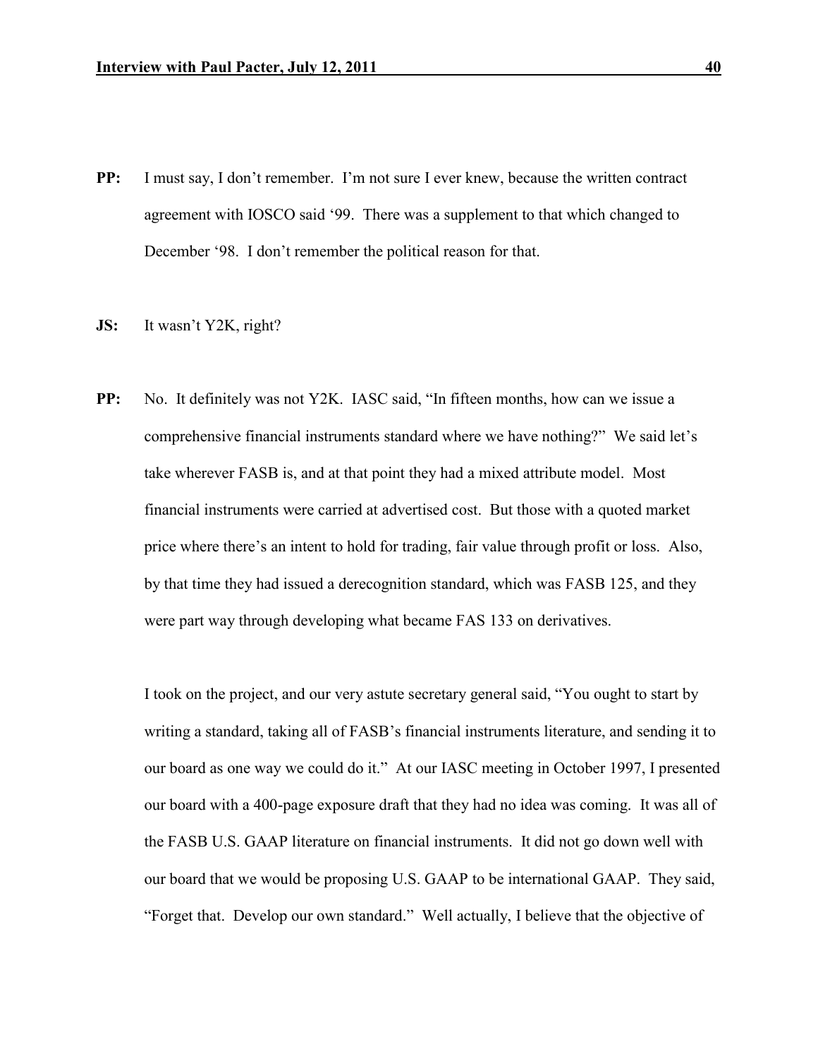**PP:** I must say, I don't remember. I'm not sure I ever knew, because the written contract agreement with IOSCO said '99. There was a supplement to that which changed to December '98. I don't remember the political reason for that.

**JS:** It wasn't Y2K, right?

**PP:** No. It definitely was not Y2K. IASC said, "In fifteen months, how can we issue a comprehensive financial instruments standard where we have nothing?" We said let's take wherever FASB is, and at that point they had a mixed attribute model. Most financial instruments were carried at advertised cost. But those with a quoted market price where there's an intent to hold for trading, fair value through profit or loss. Also, by that time they had issued a derecognition standard, which was FASB 125, and they were part way through developing what became FAS 133 on derivatives.

I took on the project, and our very astute secretary general said, "You ought to start by writing a standard, taking all of FASB's financial instruments literature, and sending it to our board as one way we could do it." At our IASC meeting in October 1997, I presented our board with a 400-page exposure draft that they had no idea was coming. It was all of the FASB U.S. GAAP literature on financial instruments. It did not go down well with our board that we would be proposing U.S. GAAP to be international GAAP. They said, "Forget that. Develop our own standard." Well actually, I believe that the objective of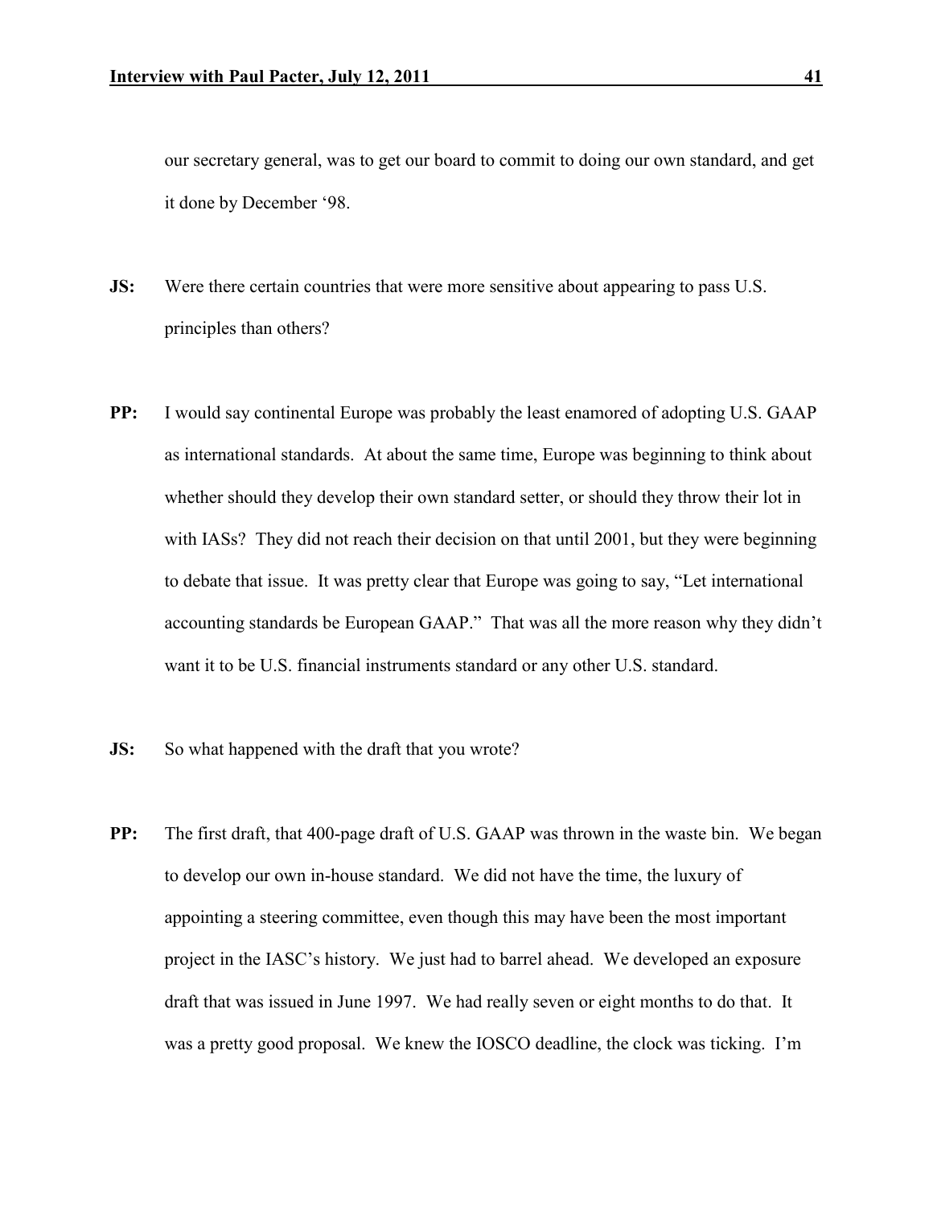our secretary general, was to get our board to commit to doing our own standard, and get it done by December '98.

**JS:** Were there certain countries that were more sensitive about appearing to pass U.S. principles than others?

**PP:** I would say continental Europe was probably the least enamored of adopting U.S. GAAP as international standards. At about the same time, Europe was beginning to think about whether should they develop their own standard setter, or should they throw their lot in with IASs? They did not reach their decision on that until 2001, but they were beginning to debate that issue. It was pretty clear that Europe was going to say, "Let international accounting standards be European GAAP." That was all the more reason why they didn't want it to be U.S. financial instruments standard or any other U.S. standard.

**JS:** So what happened with the draft that you wrote?

**PP:** The first draft, that 400-page draft of U.S. GAAP was thrown in the waste bin. We began to develop our own in-house standard. We did not have the time, the luxury of appointing a steering committee, even though this may have been the most important project in the IASC's history. We just had to barrel ahead. We developed an exposure draft that was issued in June 1997. We had really seven or eight months to do that. It was a pretty good proposal. We knew the IOSCO deadline, the clock was ticking. I'm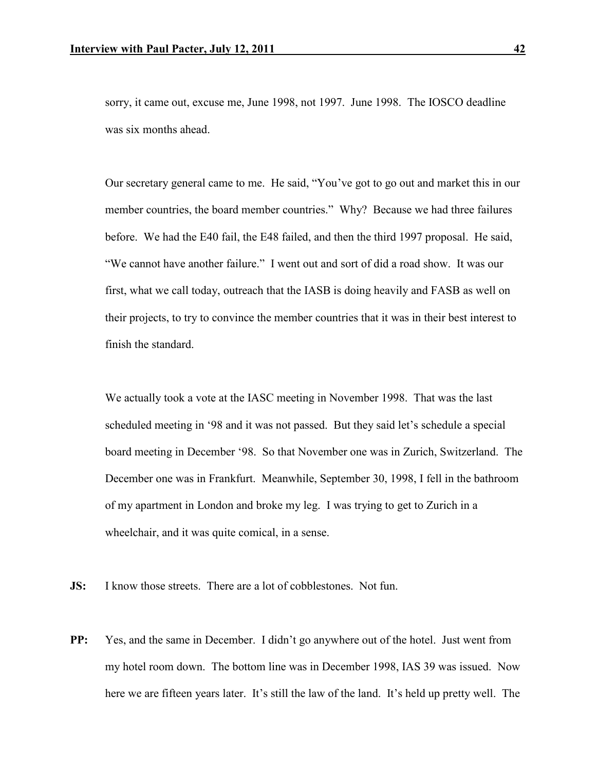sorry, it came out, excuse me, June 1998, not 1997. June 1998. The IOSCO deadline was six months ahead.

Our secretary general came to me. He said, "You've got to go out and market this in our member countries, the board member countries." Why? Because we had three failures before. We had the E40 fail, the E48 failed, and then the third 1997 proposal. He said, "We cannot have another failure." I went out and sort of did a road show. It was our first, what we call today, outreach that the IASB is doing heavily and FASB as well on their projects, to try to convince the member countries that it was in their best interest to finish the standard.

We actually took a vote at the IASC meeting in November 1998. That was the last scheduled meeting in '98 and it was not passed. But they said let's schedule a special board meeting in December '98. So that November one was in Zurich, Switzerland. The December one was in Frankfurt. Meanwhile, September 30, 1998, I fell in the bathroom of my apartment in London and broke my leg. I was trying to get to Zurich in a wheelchair, and it was quite comical, in a sense.

**JS:** I know those streets. There are a lot of cobblestones. Not fun.

**PP:** Yes, and the same in December. I didn't go anywhere out of the hotel. Just went from my hotel room down. The bottom line was in December 1998, IAS 39 was issued. Now here we are fifteen years later. It's still the law of the land. It's held up pretty well. The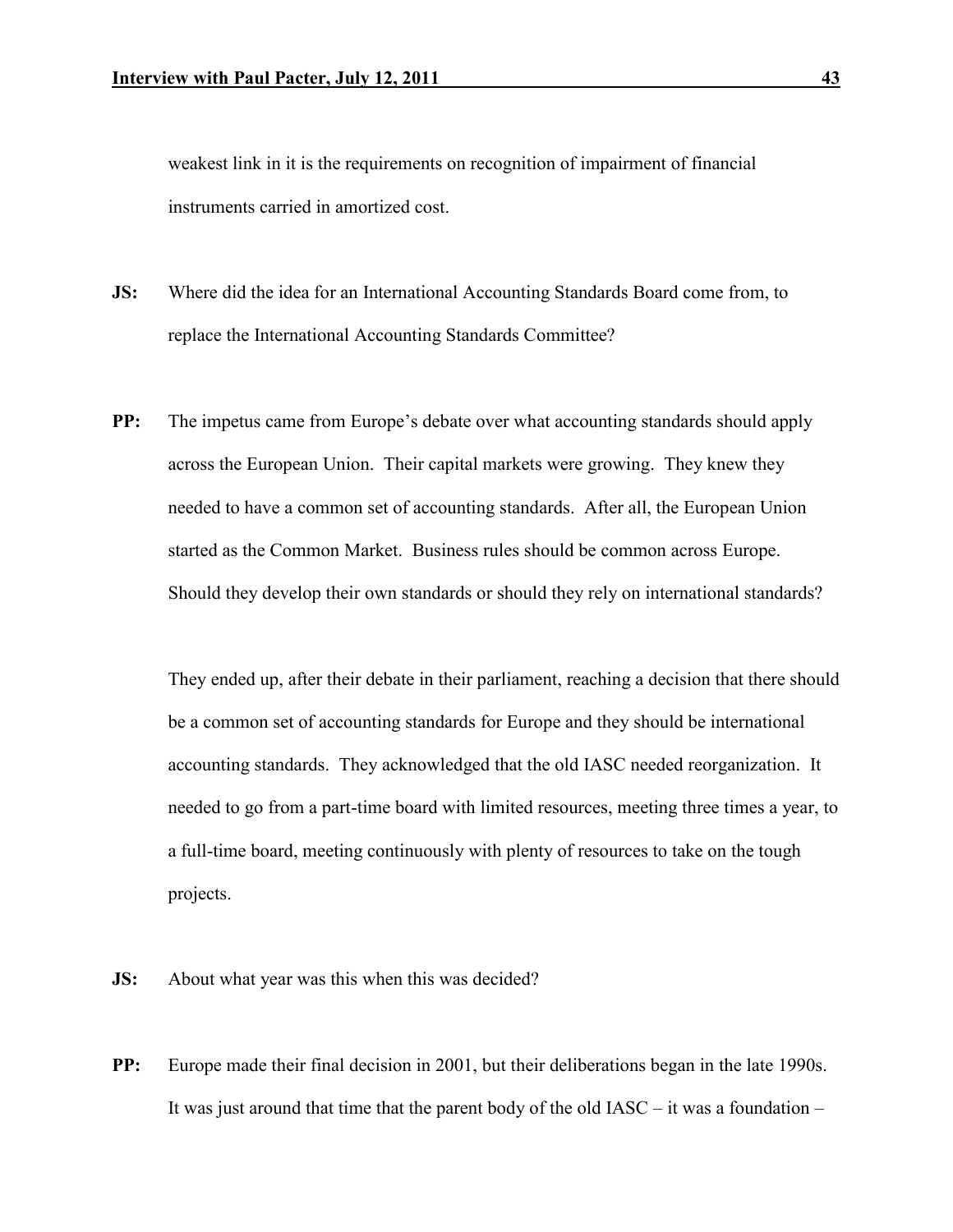weakest link in it is the requirements on recognition of impairment of financial instruments carried in amortized cost.

**JS:** Where did the idea for an International Accounting Standards Board come from, to replace the International Accounting Standards Committee?

**PP:** The impetus came from Europe's debate over what accounting standards should apply across the European Union. Their capital markets were growing. They knew they needed to have a common set of accounting standards. After all, the European Union started as the Common Market. Business rules should be common across Europe. Should they develop their own standards or should they rely on international standards?

They ended up, after their debate in their parliament, reaching a decision that there should be a common set of accounting standards for Europe and they should be international accounting standards. They acknowledged that the old IASC needed reorganization. It needed to go from a part-time board with limited resources, meeting three times a year, to a full-time board, meeting continuously with plenty of resources to take on the tough projects.

**JS:** About what year was this when this was decided?

**PP:** Europe made their final decision in 2001, but their deliberations began in the late 1990s. It was just around that time that the parent body of the old IASC – it was a foundation –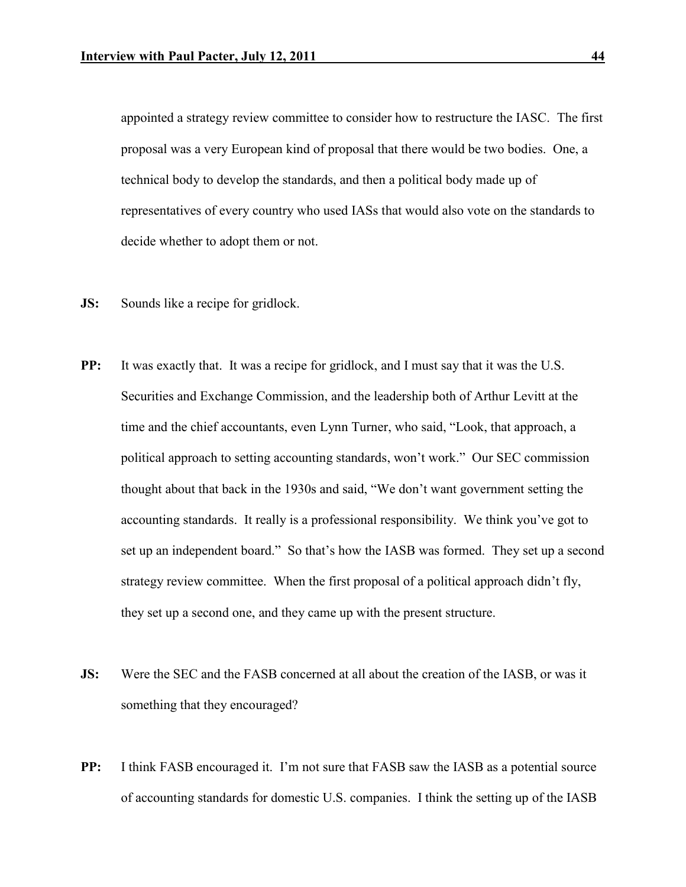appointed a strategy review committee to consider how to restructure the IASC. The first proposal was a very European kind of proposal that there would be two bodies. One, a technical body to develop the standards, and then a political body made up of representatives of every country who used IASs that would also vote on the standards to decide whether to adopt them or not.

**JS:** Sounds like a recipe for gridlock.

**PP:** It was exactly that. It was a recipe for gridlock, and I must say that it was the U.S. Securities and Exchange Commission, and the leadership both of Arthur Levitt at the time and the chief accountants, even Lynn Turner, who said, "Look, that approach, a political approach to setting accounting standards, won't work." Our SEC commission thought about that back in the 1930s and said, "We don't want government setting the accounting standards. It really is a professional responsibility. We think you've got to set up an independent board." So that's how the IASB was formed. They set up a second strategy review committee. When the first proposal of a political approach didn't fly, they set up a second one, and they came up with the present structure.

**JS:** Were the SEC and the FASB concerned at all about the creation of the IASB, or was it something that they encouraged?

**PP:** I think FASB encouraged it. I'm not sure that FASB saw the IASB as a potential source of accounting standards for domestic U.S. companies. I think the setting up of the IASB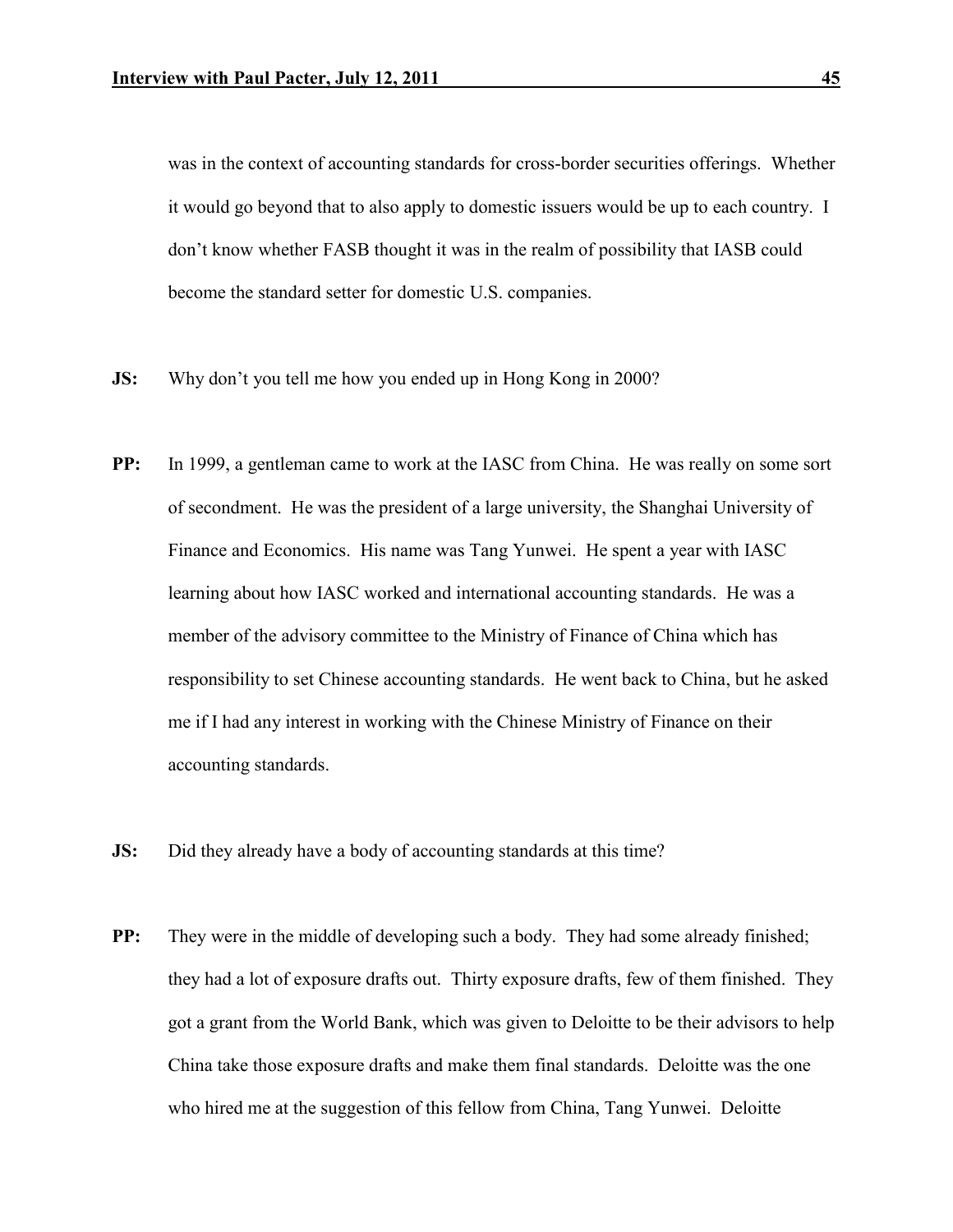was in the context of accounting standards for cross-border securities offerings. Whether it would go beyond that to also apply to domestic issuers would be up to each country. I don't know whether FASB thought it was in the realm of possibility that IASB could become the standard setter for domestic U.S. companies.

**JS:** Why don't you tell me how you ended up in Hong Kong in 2000?

**PP:** In 1999, a gentleman came to work at the IASC from China. He was really on some sort of secondment. He was the president of a large university, the Shanghai University of Finance and Economics. His name was Tang Yunwei. He spent a year with IASC learning about how IASC worked and international accounting standards. He was a member of the advisory committee to the Ministry of Finance of China which has responsibility to set Chinese accounting standards. He went back to China, but he asked me if I had any interest in working with the Chinese Ministry of Finance on their accounting standards.

**JS:** Did they already have a body of accounting standards at this time?

**PP:** They were in the middle of developing such a body. They had some already finished; they had a lot of exposure drafts out. Thirty exposure drafts, few of them finished. They got a grant from the World Bank, which was given to Deloitte to be their advisors to help China take those exposure drafts and make them final standards. Deloitte was the one who hired me at the suggestion of this fellow from China, Tang Yunwei. Deloitte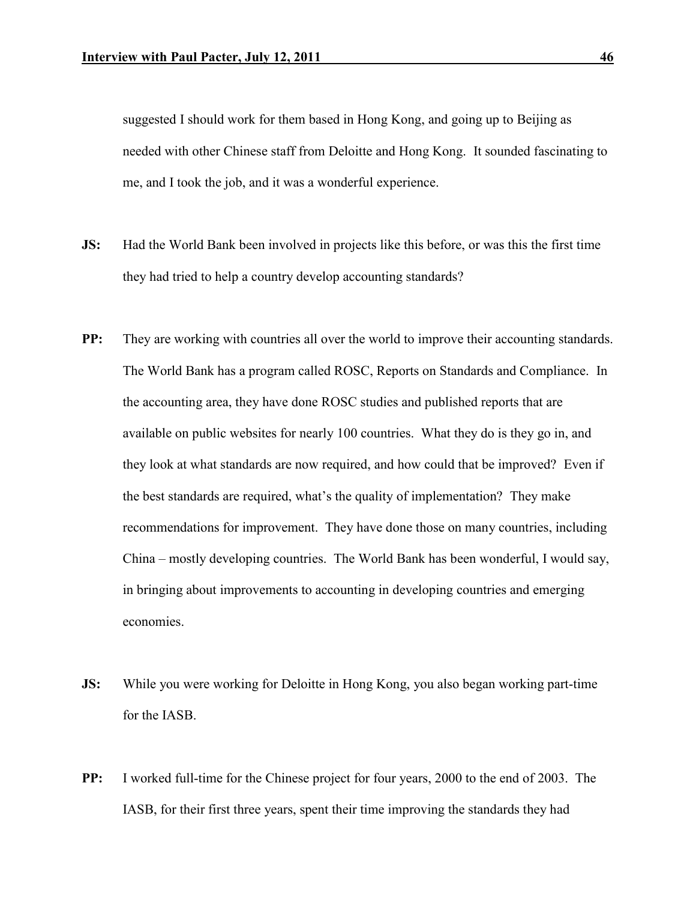suggested I should work for them based in Hong Kong, and going up to Beijing as needed with other Chinese staff from Deloitte and Hong Kong. It sounded fascinating to me, and I took the job, and it was a wonderful experience.

**JS:** Had the World Bank been involved in projects like this before, or was this the first time they had tried to help a country develop accounting standards?

**PP:** They are working with countries all over the world to improve their accounting standards. The World Bank has a program called ROSC, Reports on Standards and Compliance. In the accounting area, they have done ROSC studies and published reports that are available on public websites for nearly 100 countries. What they do is they go in, and they look at what standards are now required, and how could that be improved? Even if the best standards are required, what's the quality of implementation? They make recommendations for improvement. They have done those on many countries, including China – mostly developing countries. The World Bank has been wonderful, I would say, in bringing about improvements to accounting in developing countries and emerging economies.

**JS:** While you were working for Deloitte in Hong Kong, you also began working part-time for the IASB.

**PP:** I worked full-time for the Chinese project for four years, 2000 to the end of 2003. The IASB, for their first three years, spent their time improving the standards they had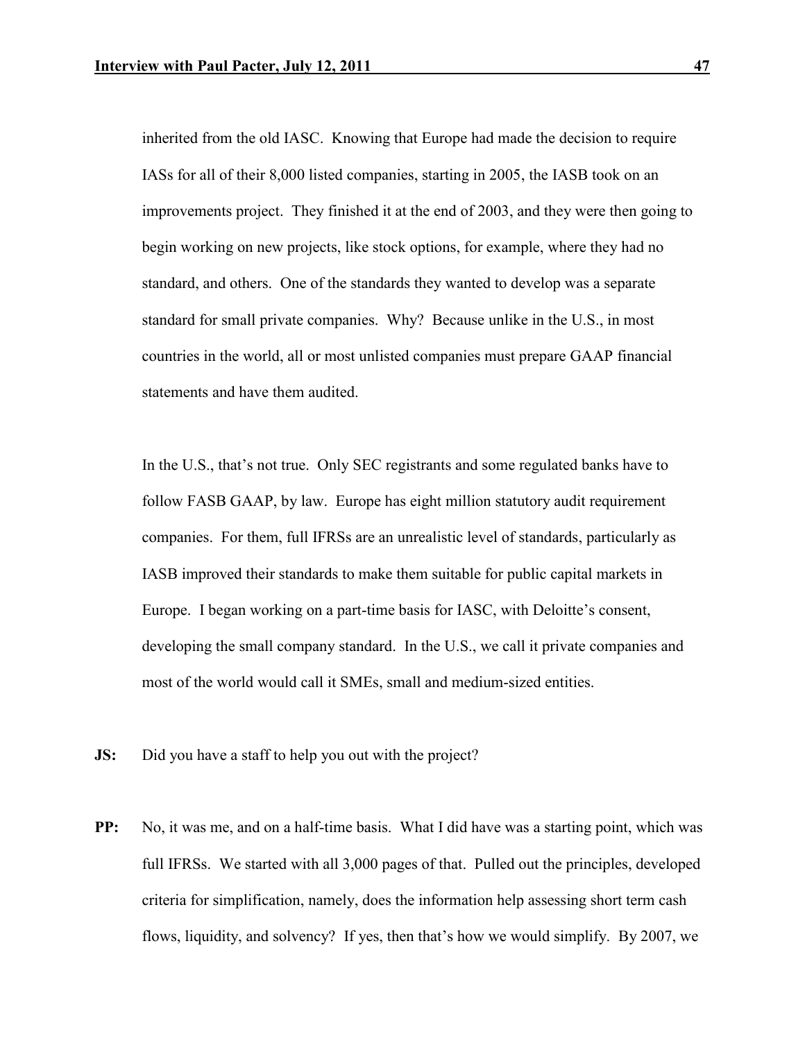inherited from the old IASC. Knowing that Europe had made the decision to require IASs for all of their 8,000 listed companies, starting in 2005, the IASB took on an improvements project. They finished it at the end of 2003, and they were then going to begin working on new projects, like stock options, for example, where they had no standard, and others. One of the standards they wanted to develop was a separate standard for small private companies. Why? Because unlike in the U.S., in most countries in the world, all or most unlisted companies must prepare GAAP financial statements and have them audited.

In the U.S., that's not true. Only SEC registrants and some regulated banks have to follow FASB GAAP, by law. Europe has eight million statutory audit requirement companies. For them, full IFRSs are an unrealistic level of standards, particularly as IASB improved their standards to make them suitable for public capital markets in Europe. I began working on a part-time basis for IASC, with Deloitte's consent, developing the small company standard. In the U.S., we call it private companies and most of the world would call it SMEs, small and medium-sized entities.

**JS:** Did you have a staff to help you out with the project?

**PP:** No, it was me, and on a half-time basis. What I did have was a starting point, which was full IFRSs. We started with all 3,000 pages of that. Pulled out the principles, developed criteria for simplification, namely, does the information help assessing short term cash flows, liquidity, and solvency? If yes, then that's how we would simplify. By 2007, we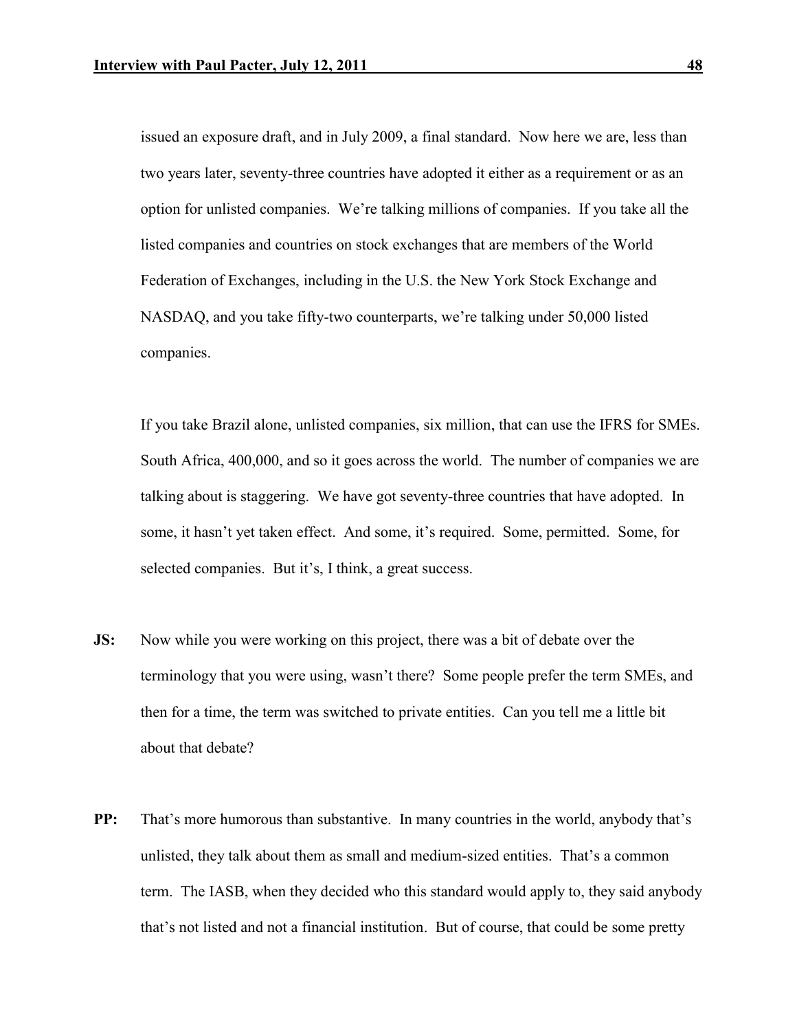issued an exposure draft, and in July 2009, a final standard. Now here we are, less than two years later, seventy-three countries have adopted it either as a requirement or as an option for unlisted companies. We're talking millions of companies. If you take all the listed companies and countries on stock exchanges that are members of the World Federation of Exchanges, including in the U.S. the New York Stock Exchange and NASDAQ, and you take fifty-two counterparts, we're talking under 50,000 listed companies.

If you take Brazil alone, unlisted companies, six million, that can use the IFRS for SMEs. South Africa, 400,000, and so it goes across the world. The number of companies we are talking about is staggering. We have got seventy-three countries that have adopted. In some, it hasn't yet taken effect. And some, it's required. Some, permitted. Some, for selected companies. But it's, I think, a great success.

**JS:** Now while you were working on this project, there was a bit of debate over the terminology that you were using, wasn't there? Some people prefer the term SMEs, and then for a time, the term was switched to private entities. Can you tell me a little bit about that debate?

**PP:** That's more humorous than substantive. In many countries in the world, anybody that's unlisted, they talk about them as small and medium-sized entities. That's a common term. The IASB, when they decided who this standard would apply to, they said anybody that's not listed and not a financial institution. But of course, that could be some pretty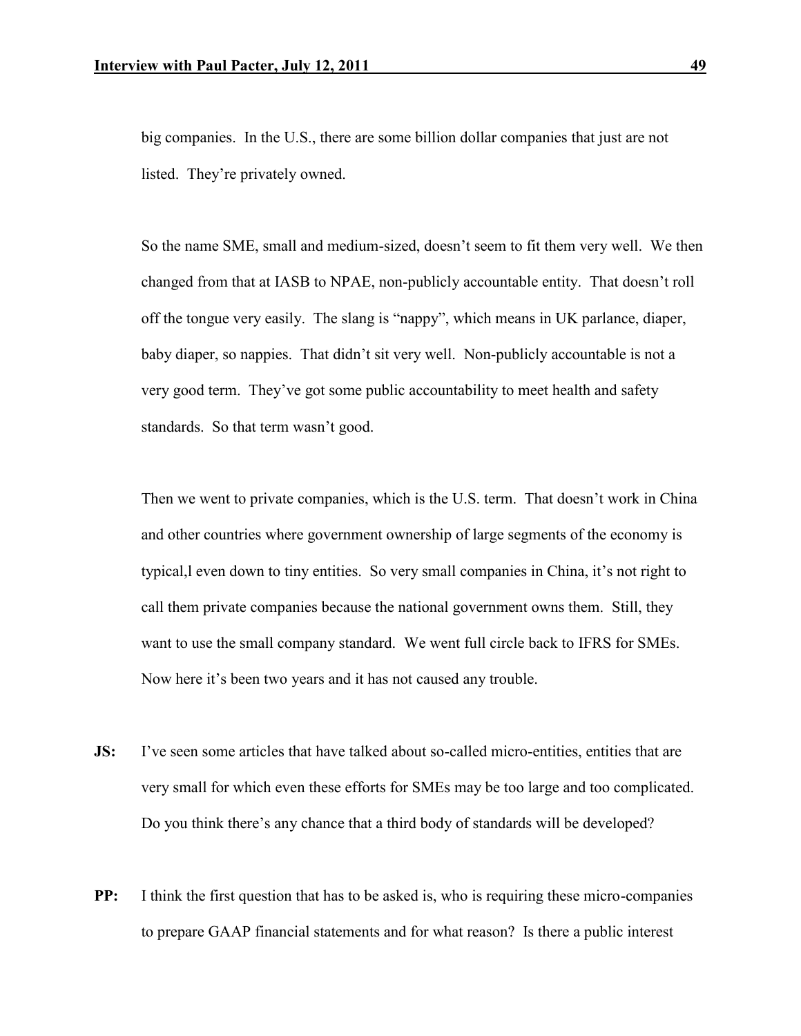big companies. In the U.S., there are some billion dollar companies that just are not listed. They're privately owned.

So the name SME, small and medium-sized, doesn't seem to fit them very well. We then changed from that at IASB to NPAE, non-publicly accountable entity. That doesn't roll off the tongue very easily. The slang is "nappy", which means in UK parlance, diaper, baby diaper, so nappies. That didn't sit very well. Non-publicly accountable is not a very good term. They've got some public accountability to meet health and safety standards. So that term wasn't good.

Then we went to private companies, which is the U.S. term. That doesn't work in China and other countries where government ownership of large segments of the economy is typical,l even down to tiny entities. So very small companies in China, it's not right to call them private companies because the national government owns them. Still, they want to use the small company standard. We went full circle back to IFRS for SMEs. Now here it's been two years and it has not caused any trouble.

**JS:** I've seen some articles that have talked about so-called micro-entities, entities that are very small for which even these efforts for SMEs may be too large and too complicated. Do you think there's any chance that a third body of standards will be developed?

**PP:** I think the first question that has to be asked is, who is requiring these micro-companies to prepare GAAP financial statements and for what reason? Is there a public interest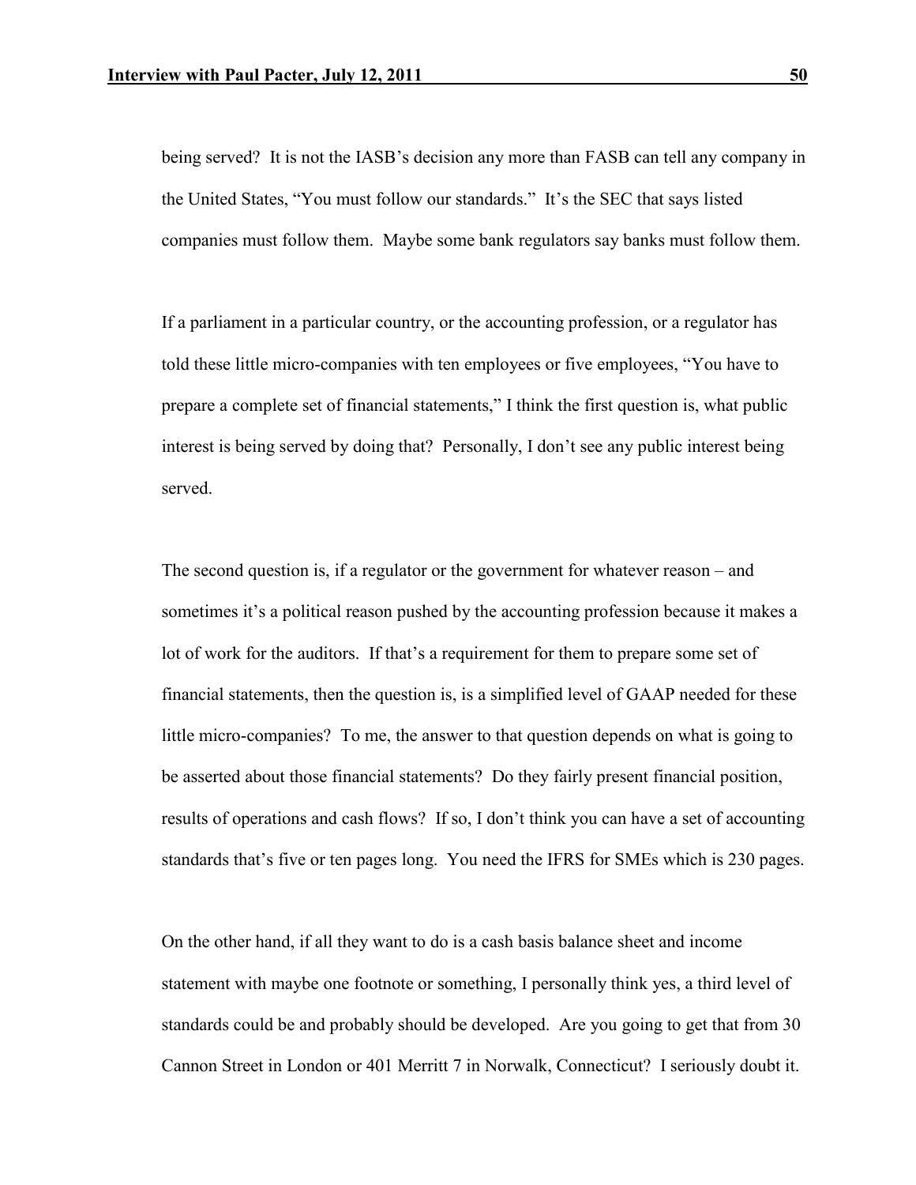being served? It is not the IASB's decision any more than FASB can tell any company in the United States, "You must follow our standards." It's the SEC that says listed companies must follow them. Maybe some bank regulators say banks must follow them.

If a parliament in a particular country, or the accounting profession, or a regulator has told these little micro-companies with ten employees or five employees, "You have to prepare a complete set of financial statements," I think the first question is, what public interest is being served by doing that? Personally, I don't see any public interest being served.

The second question is, if a regulator or the government for whatever reason – and sometimes it's a political reason pushed by the accounting profession because it makes a lot of work for the auditors. If that's a requirement for them to prepare some set of financial statements, then the question is, is a simplified level of GAAP needed for these little micro-companies? To me, the answer to that question depends on what is going to be asserted about those financial statements? Do they fairly present financial position, results of operations and cash flows? If so, I don't think you can have a set of accounting standards that's five or ten pages long. You need the IFRS for SMEs which is 230 pages.

On the other hand, if all they want to do is a cash basis balance sheet and income statement with maybe one footnote or something, I personally think yes, a third level of standards could be and probably should be developed. Are you going to get that from 30 Cannon Street in London or 401 Merritt 7 in Norwalk, Connecticut? I seriously doubt it.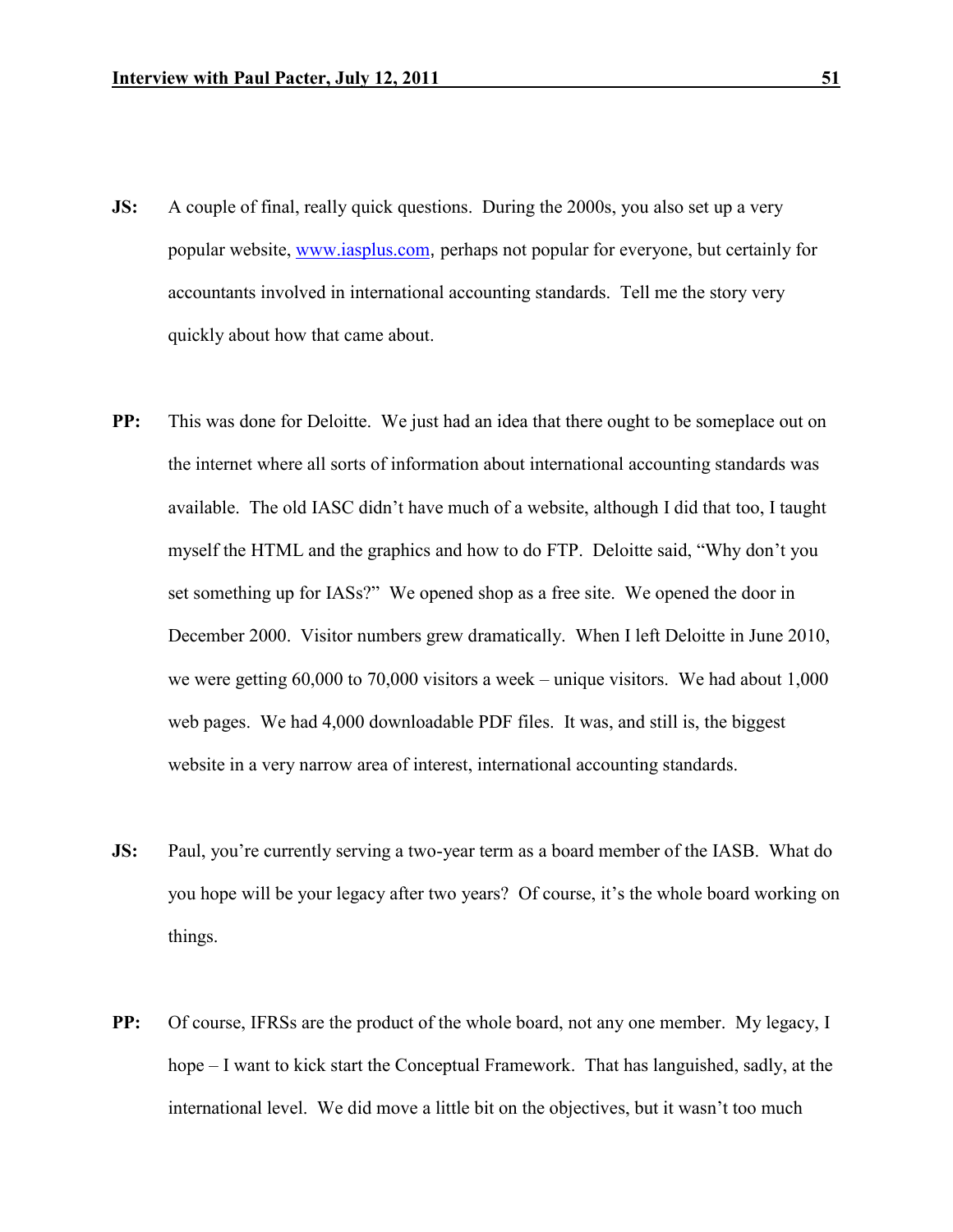**JS:** A couple of final, really quick questions. During the 2000s, you also set up a very popular website, www.iasplus.com, perhaps not popular for everyone, but certainly for accountants involved in international accounting standards. Tell me the story very quickly about how that came about.

**PP:** This was done for Deloitte. We just had an idea that there ought to be someplace out on the internet where all sorts of information about international accounting standards was available. The old IASC didn't have much of a website, although I did that too, I taught myself the HTML and the graphics and how to do FTP. Deloitte said, "Why don't you set something up for IASs?" We opened shop as a free site. We opened the door in December 2000. Visitor numbers grew dramatically. When I left Deloitte in June 2010, we were getting 60,000 to 70,000 visitors a week – unique visitors. We had about 1,000 web pages. We had 4,000 downloadable PDF files. It was, and still is, the biggest website in a very narrow area of interest, international accounting standards.

**JS:** Paul, you're currently serving a two-year term as a board member of the IASB. What do you hope will be your legacy after two years? Of course, it's the whole board working on things.

**PP:** Of course, IFRSs are the product of the whole board, not any one member. My legacy, I hope – I want to kick start the Conceptual Framework. That has languished, sadly, at the international level. We did move a little bit on the objectives, but it wasn't too much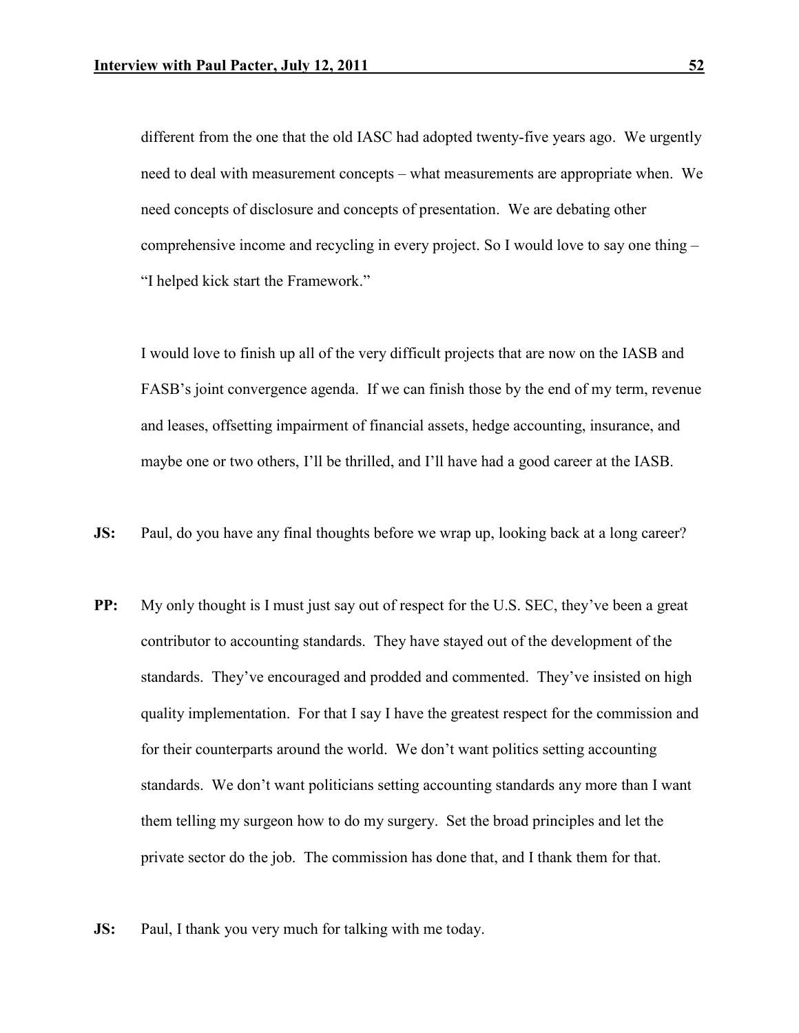different from the one that the old IASC had adopted twenty-five years ago. We urgently need to deal with measurement concepts – what measurements are appropriate when. We need concepts of disclosure and concepts of presentation. We are debating other comprehensive income and recycling in every project. So I would love to say one thing – "I helped kick start the Framework."

I would love to finish up all of the very difficult projects that are now on the IASB and FASB's joint convergence agenda. If we can finish those by the end of my term, revenue and leases, offsetting impairment of financial assets, hedge accounting, insurance, and maybe one or two others, I'll be thrilled, and I'll have had a good career at the IASB.

**JS:** Paul, do you have any final thoughts before we wrap up, looking back at a long career?

**PP:** My only thought is I must just say out of respect for the U.S. SEC, they've been a great contributor to accounting standards. They have stayed out of the development of the standards. They've encouraged and prodded and commented. They've insisted on high quality implementation. For that I say I have the greatest respect for the commission and for their counterparts around the world. We don't want politics setting accounting standards. We don't want politicians setting accounting standards any more than I want them telling my surgeon how to do my surgery. Set the broad principles and let the private sector do the job. The commission has done that, and I thank them for that.

**JS:** Paul, I thank you very much for talking with me today.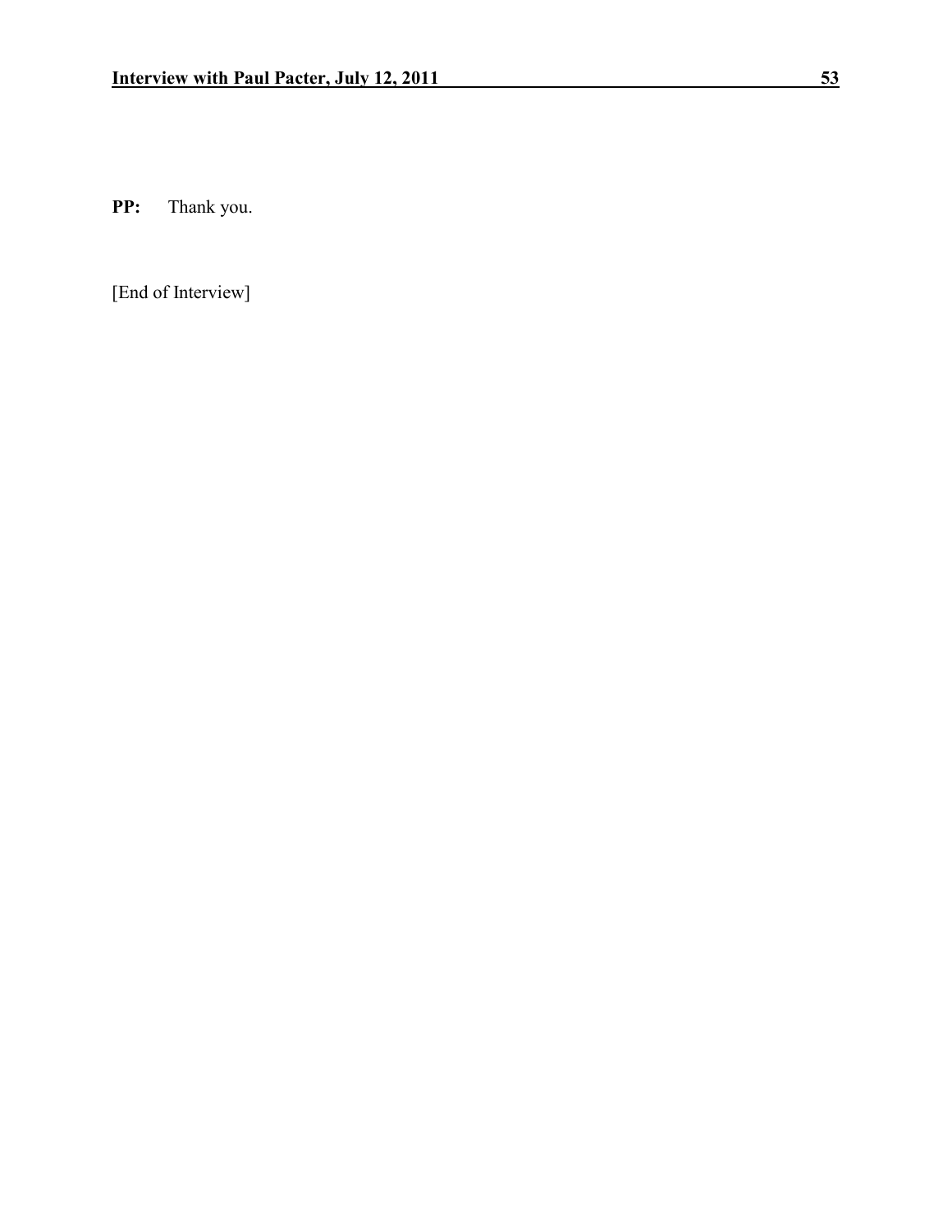**PP:** Thank you.

[End of Interview]